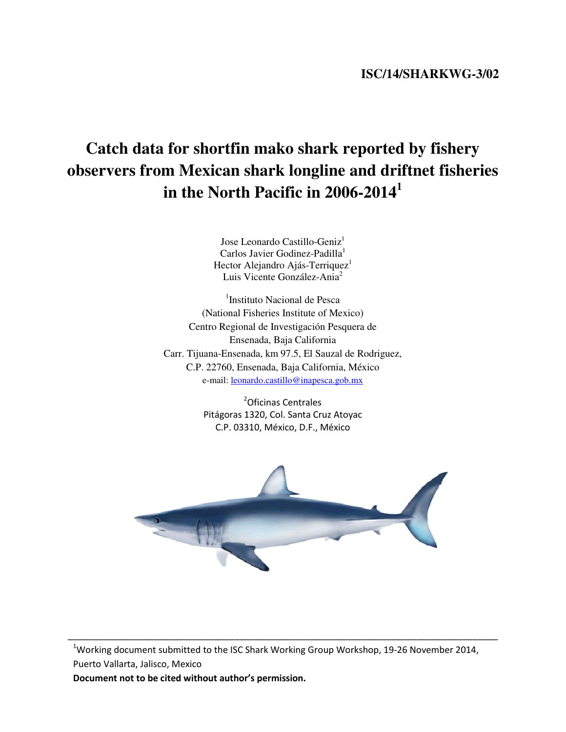ISC/14/SHARKWG-3/02

# Catch data for shortfin mako shark reported by fishery observers from Mexican shark longline and driftnet fisheries in the North Pacific in 2006-2014[1]

Jose Leonardo Castillo-Geniz[1]
Carlos Javier Godinez-Padilla[1]
Hector Alejandro Ajás-Terriquez[1]
Luis Vicente González-Ania[2]

[1]Instituto Nacional de Pesca
(National Fisheries Institute of Mexico)
Centro Regional de Investigación Pesquera de
Ensenada, Baja California
Carr. Tijuana-Ensenada, km 97.5, El Sauzal de Rodriguez,
C.P. 22760, Ensenada, Baja California, México
e-mail: leonardo.castillo@inapesca.gob.mx

[2]Oficinas Centrales
Pitágoras 1320, Col. Santa Cruz Atoyac
C.P. 03310, México, D.F., México

---

[1]Working document submitted to the ISC Shark Working Group Workshop, 19-26 November 2014, Puerto Vallarta, Jalisco, Mexico

**Document not to be cited without author's permission.**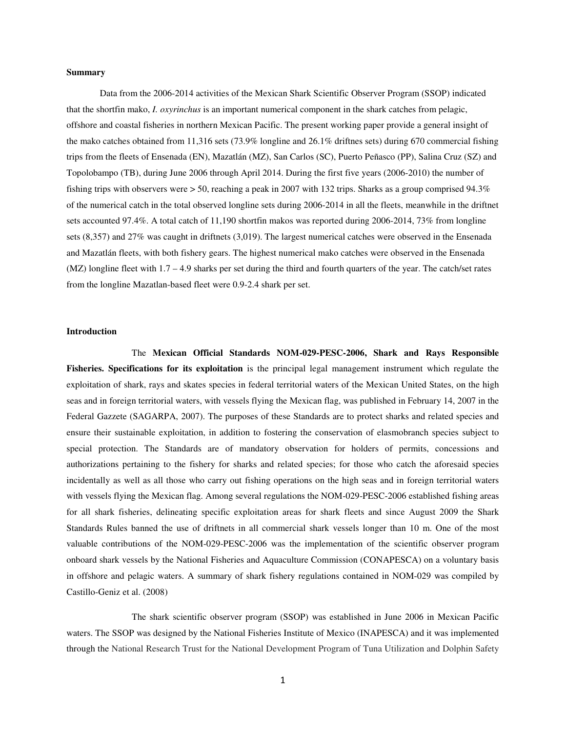**Summary**

Data from the 2006-2014 activities of the Mexican Shark Scientific Observer Program (SSOP) indicated that the shortfin mako, *I. oxyrinchus* is an important numerical component in the shark catches from pelagic, offshore and coastal fisheries in northern Mexican Pacific. The present working paper provide a general insight of the mako catches obtained from 11,316 sets (73.9% longline and 26.1% driftnes sets) during 670 commercial fishing trips from the fleets of Ensenada (EN), Mazatlán (MZ), San Carlos (SC), Puerto Peñasco (PP), Salina Cruz (SZ) and Topolobampo (TB), during June 2006 through April 2014. During the first five years (2006-2010) the number of fishing trips with observers were > 50, reaching a peak in 2007 with 132 trips. Sharks as a group comprised 94.3% of the numerical catch in the total observed longline sets during 2006-2014 in all the fleets, meanwhile in the driftnet sets accounted 97.4%. A total catch of 11,190 shortfin makos was reported during 2006-2014, 73% from longline sets (8,357) and 27% was caught in driftnets (3,019). The largest numerical catches were observed in the Ensenada and Mazatlán fleets, with both fishery gears. The highest numerical mako catches were observed in the Ensenada (MZ) longline fleet with 1.7 – 4.9 sharks per set during the third and fourth quarters of the year. The catch/set rates from the longline Mazatlan-based fleet were 0.9-2.4 shark per set.

**Introduction**

The **Mexican Official Standards NOM-029-PESC-2006, Shark and Rays Responsible Fisheries. Specifications for its exploitation** is the principal legal management instrument which regulate the exploitation of shark, rays and skates species in federal territorial waters of the Mexican United States, on the high seas and in foreign territorial waters, with vessels flying the Mexican flag, was published in February 14, 2007 in the Federal Gazzete (SAGARPA, 2007). The purposes of these Standards are to protect sharks and related species and ensure their sustainable exploitation, in addition to fostering the conservation of elasmobranch species subject to special protection. The Standards are of mandatory observation for holders of permits, concessions and authorizations pertaining to the fishery for sharks and related species; for those who catch the aforesaid species incidentally as well as all those who carry out fishing operations on the high seas and in foreign territorial waters with vessels flying the Mexican flag. Among several regulations the NOM-029-PESC-2006 established fishing areas for all shark fisheries, delineating specific exploitation areas for shark fleets and since August 2009 the Shark Standards Rules banned the use of driftnets in all commercial shark vessels longer than 10 m. One of the most valuable contributions of the NOM-029-PESC-2006 was the implementation of the scientific observer program onboard shark vessels by the National Fisheries and Aquaculture Commission (CONAPESCA) on a voluntary basis in offshore and pelagic waters. A summary of shark fishery regulations contained in NOM-029 was compiled by Castillo-Geniz et al. (2008)

The shark scientific observer program (SSOP) was established in June 2006 in Mexican Pacific waters. The SSOP was designed by the National Fisheries Institute of Mexico (INAPESCA) and it was implemented through the National Research Trust for the National Development Program of Tuna Utilization and Dolphin Safety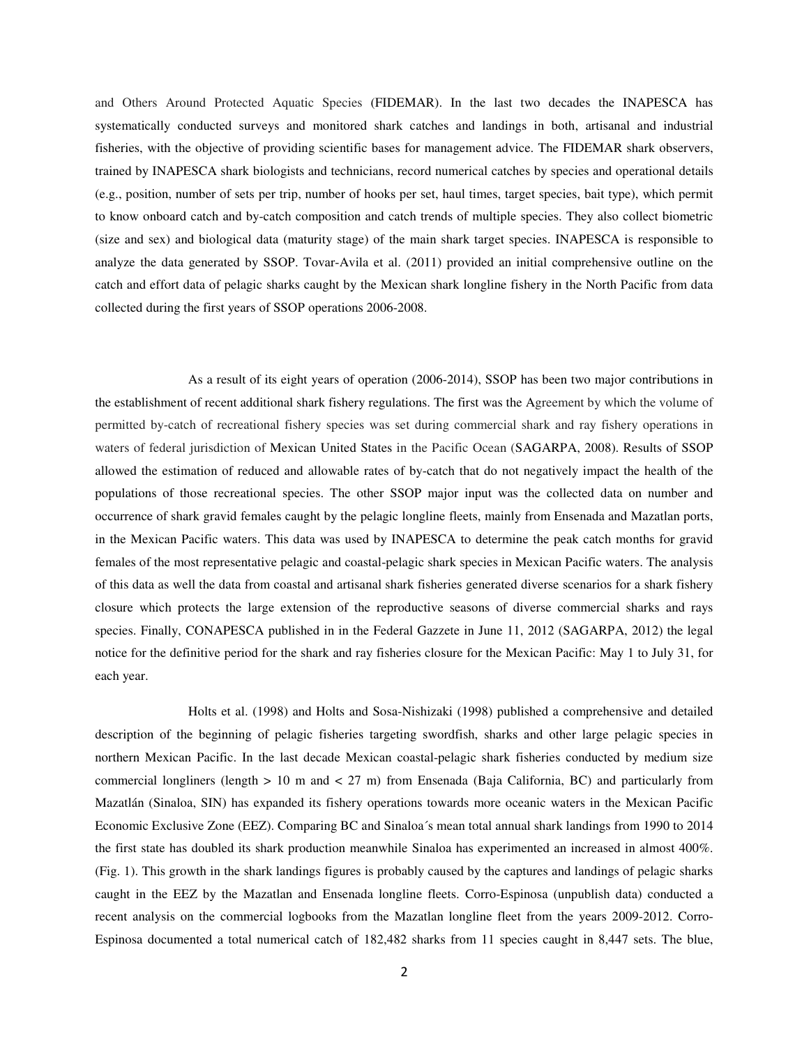and Others Around Protected Aquatic Species (FIDEMAR). In the last two decades the INAPESCA has systematically conducted surveys and monitored shark catches and landings in both, artisanal and industrial fisheries, with the objective of providing scientific bases for management advice. The FIDEMAR shark observers, trained by INAPESCA shark biologists and technicians, record numerical catches by species and operational details (e.g., position, number of sets per trip, number of hooks per set, haul times, target species, bait type), which permit to know onboard catch and by-catch composition and catch trends of multiple species. They also collect biometric (size and sex) and biological data (maturity stage) of the main shark target species. INAPESCA is responsible to analyze the data generated by SSOP. Tovar-Avila et al. (2011) provided an initial comprehensive outline on the catch and effort data of pelagic sharks caught by the Mexican shark longline fishery in the North Pacific from data collected during the first years of SSOP operations 2006-2008.

As a result of its eight years of operation (2006-2014), SSOP has been two major contributions in the establishment of recent additional shark fishery regulations. The first was the Agreement by which the volume of permitted by-catch of recreational fishery species was set during commercial shark and ray fishery operations in waters of federal jurisdiction of Mexican United States in the Pacific Ocean (SAGARPA, 2008). Results of SSOP allowed the estimation of reduced and allowable rates of by-catch that do not negatively impact the health of the populations of those recreational species. The other SSOP major input was the collected data on number and occurrence of shark gravid females caught by the pelagic longline fleets, mainly from Ensenada and Mazatlan ports, in the Mexican Pacific waters. This data was used by INAPESCA to determine the peak catch months for gravid females of the most representative pelagic and coastal-pelagic shark species in Mexican Pacific waters. The analysis of this data as well the data from coastal and artisanal shark fisheries generated diverse scenarios for a shark fishery closure which protects the large extension of the reproductive seasons of diverse commercial sharks and rays species. Finally, CONAPESCA published in in the Federal Gazzete in June 11, 2012 (SAGARPA, 2012) the legal notice for the definitive period for the shark and ray fisheries closure for the Mexican Pacific: May 1 to July 31, for each year.

Holts et al. (1998) and Holts and Sosa-Nishizaki (1998) published a comprehensive and detailed description of the beginning of pelagic fisheries targeting swordfish, sharks and other large pelagic species in northern Mexican Pacific. In the last decade Mexican coastal-pelagic shark fisheries conducted by medium size commercial longliners (length > 10 m and < 27 m) from Ensenada (Baja California, BC) and particularly from Mazatlán (Sinaloa, SIN) has expanded its fishery operations towards more oceanic waters in the Mexican Pacific Economic Exclusive Zone (EEZ). Comparing BC and Sinaloa´s mean total annual shark landings from 1990 to 2014 the first state has doubled its shark production meanwhile Sinaloa has experimented an increased in almost 400%. (Fig. 1). This growth in the shark landings figures is probably caused by the captures and landings of pelagic sharks caught in the EEZ by the Mazatlan and Ensenada longline fleets. Corro-Espinosa (unpublish data) conducted a recent analysis on the commercial logbooks from the Mazatlan longline fleet from the years 2009-2012. Corro-Espinosa documented a total numerical catch of 182,482 sharks from 11 species caught in 8,447 sets. The blue,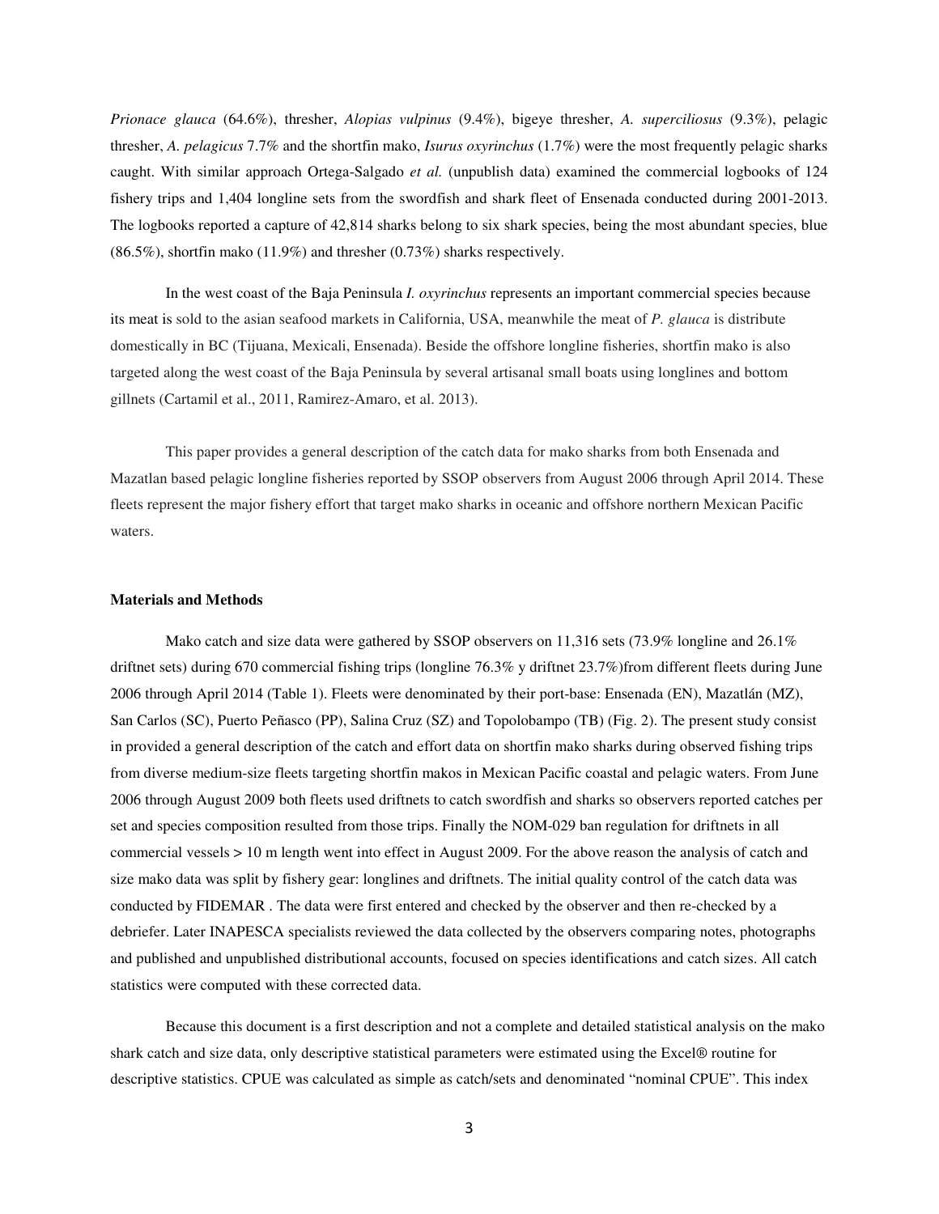*Prionace glauca* (64.6%), thresher, *Alopias vulpinus* (9.4%), bigeye thresher, *A. superciliosus* (9.3%), pelagic thresher, *A. pelagicus* 7.7% and the shortfin mako, *Isurus oxyrinchus* (1.7%) were the most frequently pelagic sharks caught. With similar approach Ortega-Salgado *et al.* (unpublish data) examined the commercial logbooks of 124 fishery trips and 1,404 longline sets from the swordfish and shark fleet of Ensenada conducted during 2001-2013. The logbooks reported a capture of 42,814 sharks belong to six shark species, being the most abundant species, blue (86.5%), shortfin mako (11.9%) and thresher (0.73%) sharks respectively.

In the west coast of the Baja Peninsula *I. oxyrinchus* represents an important commercial species because its meat is sold to the asian seafood markets in California, USA, meanwhile the meat of *P. glauca* is distribute domestically in BC (Tijuana, Mexicali, Ensenada). Beside the offshore longline fisheries, shortfin mako is also targeted along the west coast of the Baja Peninsula by several artisanal small boats using longlines and bottom gillnets (Cartamil et al., 2011, Ramirez-Amaro, et al. 2013).

This paper provides a general description of the catch data for mako sharks from both Ensenada and Mazatlan based pelagic longline fisheries reported by SSOP observers from August 2006 through April 2014. These fleets represent the major fishery effort that target mako sharks in oceanic and offshore northern Mexican Pacific waters.

## Materials and Methods

Mako catch and size data were gathered by SSOP observers on 11,316 sets (73.9% longline and 26.1% driftnet sets) during 670 commercial fishing trips (longline 76.3% y driftnet 23.7%)from different fleets during June 2006 through April 2014 (Table 1). Fleets were denominated by their port-base: Ensenada (EN), Mazatlán (MZ), San Carlos (SC), Puerto Peñasco (PP), Salina Cruz (SZ) and Topolobampo (TB) (Fig. 2). The present study consist in provided a general description of the catch and effort data on shortfin mako sharks during observed fishing trips from diverse medium-size fleets targeting shortfin makos in Mexican Pacific coastal and pelagic waters. From June 2006 through August 2009 both fleets used driftnets to catch swordfish and sharks so observers reported catches per set and species composition resulted from those trips. Finally the NOM-029 ban regulation for driftnets in all commercial vessels > 10 m length went into effect in August 2009. For the above reason the analysis of catch and size mako data was split by fishery gear: longlines and driftnets. The initial quality control of the catch data was conducted by FIDEMAR . The data were first entered and checked by the observer and then re-checked by a debriefer. Later INAPESCA specialists reviewed the data collected by the observers comparing notes, photographs and published and unpublished distributional accounts, focused on species identifications and catch sizes. All catch statistics were computed with these corrected data.

Because this document is a first description and not a complete and detailed statistical analysis on the mako shark catch and size data, only descriptive statistical parameters were estimated using the Excel® routine for descriptive statistics. CPUE was calculated as simple as catch/sets and denominated "nominal CPUE". This index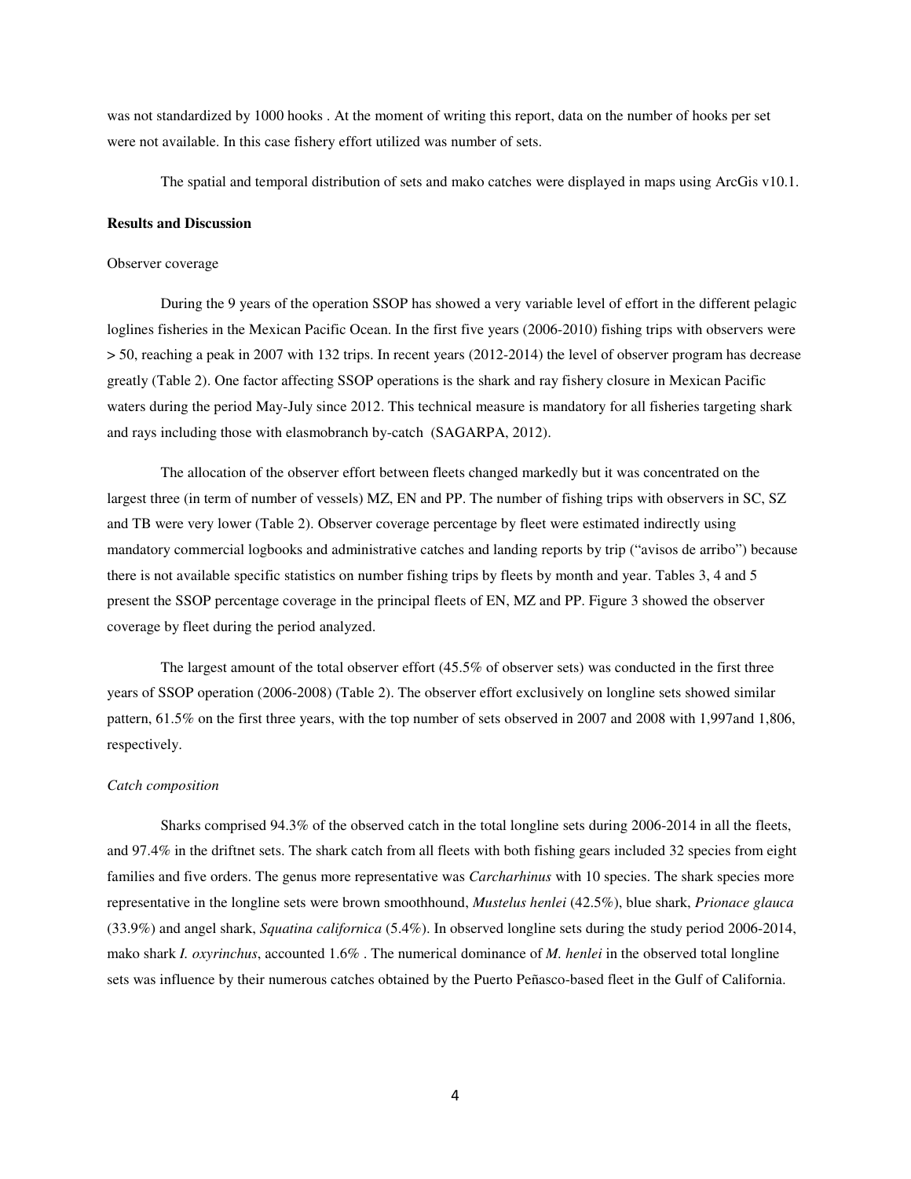was not standardized by 1000 hooks . At the moment of writing this report, data on the number of hooks per set were not available. In this case fishery effort utilized was number of sets.

The spatial and temporal distribution of sets and mako catches were displayed in maps using ArcGis v10.1.

**Results and Discussion**

Observer coverage

During the 9 years of the operation SSOP has showed a very variable level of effort in the different pelagic loglines fisheries in the Mexican Pacific Ocean. In the first five years (2006-2010) fishing trips with observers were > 50, reaching a peak in 2007 with 132 trips. In recent years (2012-2014) the level of observer program has decrease greatly (Table 2). One factor affecting SSOP operations is the shark and ray fishery closure in Mexican Pacific waters during the period May-July since 2012. This technical measure is mandatory for all fisheries targeting shark and rays including those with elasmobranch by-catch (SAGARPA, 2012).

The allocation of the observer effort between fleets changed markedly but it was concentrated on the largest three (in term of number of vessels) MZ, EN and PP. The number of fishing trips with observers in SC, SZ and TB were very lower (Table 2). Observer coverage percentage by fleet were estimated indirectly using mandatory commercial logbooks and administrative catches and landing reports by trip ("avisos de arribo") because there is not available specific statistics on number fishing trips by fleets by month and year. Tables 3, 4 and 5 present the SSOP percentage coverage in the principal fleets of EN, MZ and PP. Figure 3 showed the observer coverage by fleet during the period analyzed.

The largest amount of the total observer effort (45.5% of observer sets) was conducted in the first three years of SSOP operation (2006-2008) (Table 2). The observer effort exclusively on longline sets showed similar pattern, 61.5% on the first three years, with the top number of sets observed in 2007 and 2008 with 1,997and 1,806, respectively.

*Catch composition*

Sharks comprised 94.3% of the observed catch in the total longline sets during 2006-2014 in all the fleets, and 97.4% in the driftnet sets. The shark catch from all fleets with both fishing gears included 32 species from eight families and five orders. The genus more representative was *Carcharhinus* with 10 species. The shark species more representative in the longline sets were brown smoothhound, *Mustelus henlei* (42.5%), blue shark, *Prionace glauca* (33.9%) and angel shark, *Squatina californica* (5.4%). In observed longline sets during the study period 2006-2014, mako shark *I. oxyrinchus*, accounted 1.6% . The numerical dominance of *M. henlei* in the observed total longline sets was influence by their numerous catches obtained by the Puerto Peñasco-based fleet in the Gulf of California.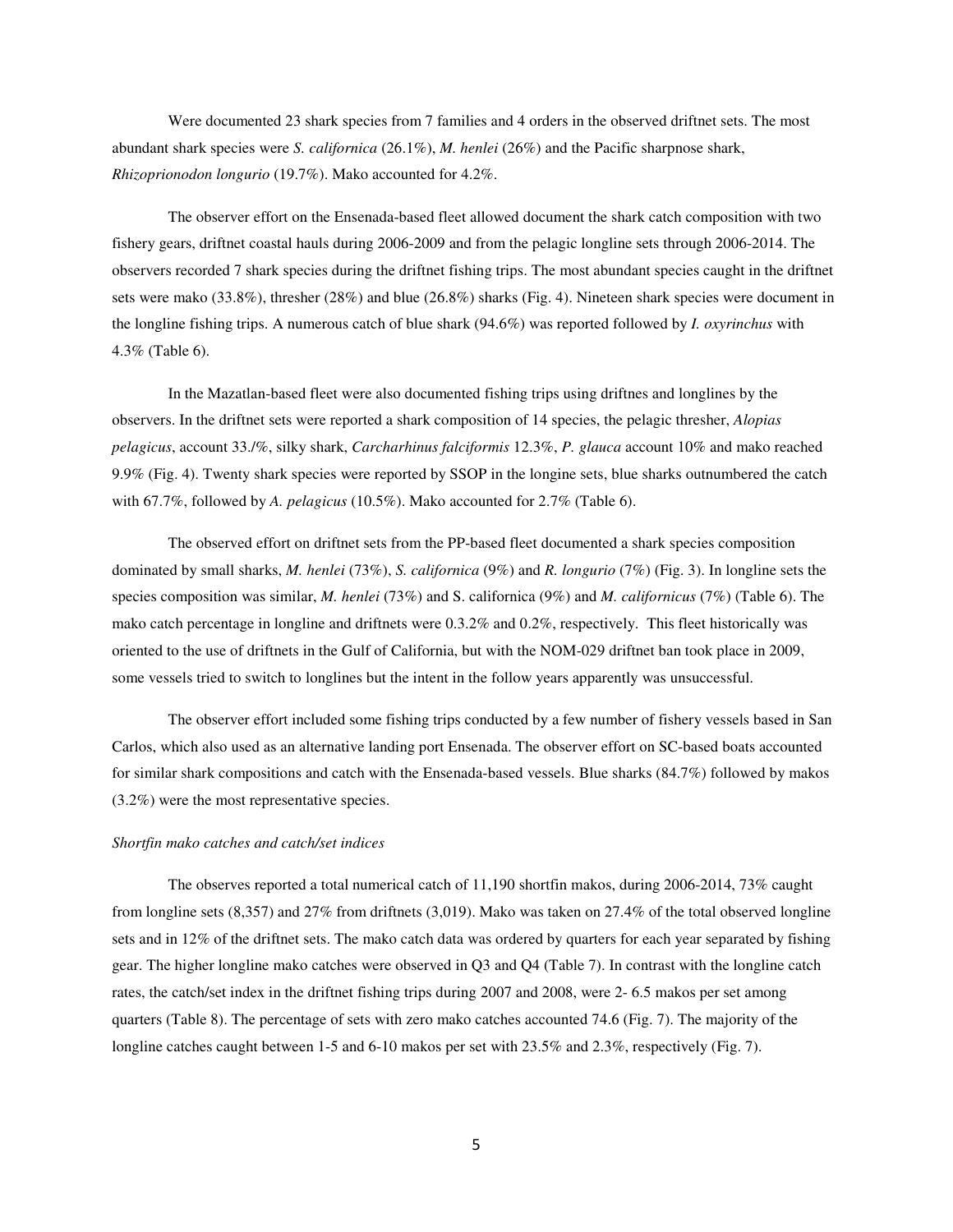Were documented 23 shark species from 7 families and 4 orders in the observed driftnet sets. The most abundant shark species were *S. californica* (26.1%), *M. henlei* (26%) and the Pacific sharpnose shark, *Rhizoprionodon longurio* (19.7%). Mako accounted for 4.2%.

The observer effort on the Ensenada-based fleet allowed document the shark catch composition with two fishery gears, driftnet coastal hauls during 2006-2009 and from the pelagic longline sets through 2006-2014. The observers recorded 7 shark species during the driftnet fishing trips. The most abundant species caught in the driftnet sets were mako (33.8%), thresher (28%) and blue (26.8%) sharks (Fig. 4). Nineteen shark species were document in the longline fishing trips. A numerous catch of blue shark (94.6%) was reported followed by *I. oxyrinchus* with 4.3% (Table 6).

In the Mazatlan-based fleet were also documented fishing trips using driftnes and longlines by the observers. In the driftnet sets were reported a shark composition of 14 species, the pelagic thresher, *Alopias pelagicus*, account 33./%, silky shark, *Carcharhinus falciformis* 12.3%, *P. glauca* account 10% and mako reached 9.9% (Fig. 4). Twenty shark species were reported by SSOP in the longine sets, blue sharks outnumbered the catch with 67.7%, followed by *A. pelagicus* (10.5%). Mako accounted for 2.7% (Table 6).

The observed effort on driftnet sets from the PP-based fleet documented a shark species composition dominated by small sharks, *M. henlei* (73%), *S. californica* (9%) and *R. longurio* (7%) (Fig. 3). In longline sets the species composition was similar, *M. henlei* (73%) and S. californica (9%) and *M. californicus* (7%) (Table 6). The mako catch percentage in longline and driftnets were 0.3.2% and 0.2%, respectively. This fleet historically was oriented to the use of driftnets in the Gulf of California, but with the NOM-029 driftnet ban took place in 2009, some vessels tried to switch to longlines but the intent in the follow years apparently was unsuccessful.

The observer effort included some fishing trips conducted by a few number of fishery vessels based in San Carlos, which also used as an alternative landing port Ensenada. The observer effort on SC-based boats accounted for similar shark compositions and catch with the Ensenada-based vessels. Blue sharks (84.7%) followed by makos (3.2%) were the most representative species.

*Shortfin mako catches and catch/set indices*

The observes reported a total numerical catch of 11,190 shortfin makos, during 2006-2014, 73% caught from longline sets (8,357) and 27% from driftnets (3,019). Mako was taken on 27.4% of the total observed longline sets and in 12% of the driftnet sets. The mako catch data was ordered by quarters for each year separated by fishing gear. The higher longline mako catches were observed in Q3 and Q4 (Table 7). In contrast with the longline catch rates, the catch/set index in the driftnet fishing trips during 2007 and 2008, were 2- 6.5 makos per set among quarters (Table 8). The percentage of sets with zero mako catches accounted 74.6 (Fig. 7). The majority of the longline catches caught between 1-5 and 6-10 makos per set with 23.5% and 2.3%, respectively (Fig. 7).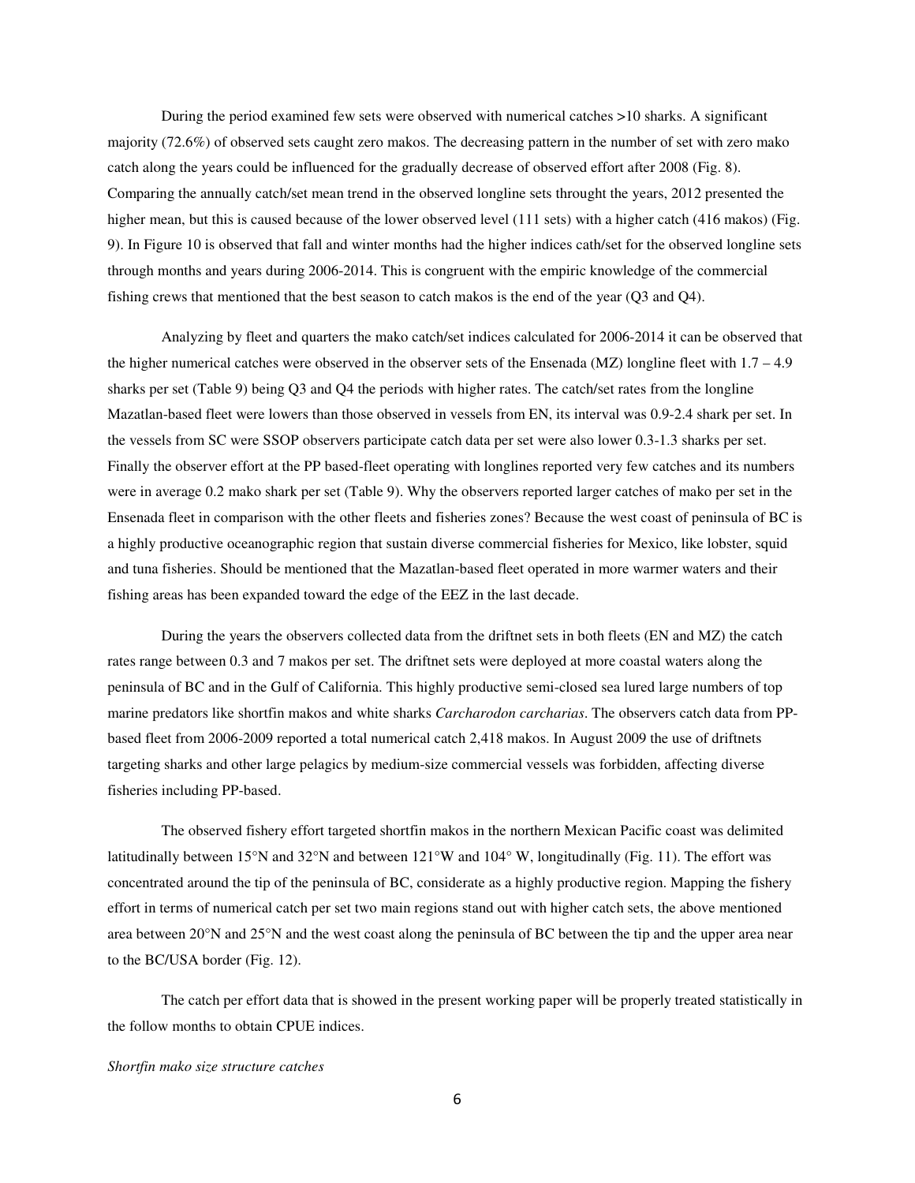During the period examined few sets were observed with numerical catches >10 sharks. A significant majority (72.6%) of observed sets caught zero makos. The decreasing pattern in the number of set with zero mako catch along the years could be influenced for the gradually decrease of observed effort after 2008 (Fig. 8). Comparing the annually catch/set mean trend in the observed longline sets throught the years, 2012 presented the higher mean, but this is caused because of the lower observed level (111 sets) with a higher catch (416 makos) (Fig. 9). In Figure 10 is observed that fall and winter months had the higher indices cath/set for the observed longline sets through months and years during 2006-2014. This is congruent with the empiric knowledge of the commercial fishing crews that mentioned that the best season to catch makos is the end of the year (Q3 and Q4).

Analyzing by fleet and quarters the mako catch/set indices calculated for 2006-2014 it can be observed that the higher numerical catches were observed in the observer sets of the Ensenada (MZ) longline fleet with 1.7 – 4.9 sharks per set (Table 9) being Q3 and Q4 the periods with higher rates. The catch/set rates from the longline Mazatlan-based fleet were lowers than those observed in vessels from EN, its interval was 0.9-2.4 shark per set. In the vessels from SC were SSOP observers participate catch data per set were also lower 0.3-1.3 sharks per set. Finally the observer effort at the PP based-fleet operating with longlines reported very few catches and its numbers were in average 0.2 mako shark per set (Table 9). Why the observers reported larger catches of mako per set in the Ensenada fleet in comparison with the other fleets and fisheries zones? Because the west coast of peninsula of BC is a highly productive oceanographic region that sustain diverse commercial fisheries for Mexico, like lobster, squid and tuna fisheries. Should be mentioned that the Mazatlan-based fleet operated in more warmer waters and their fishing areas has been expanded toward the edge of the EEZ in the last decade.

During the years the observers collected data from the driftnet sets in both fleets (EN and MZ) the catch rates range between 0.3 and 7 makos per set. The driftnet sets were deployed at more coastal waters along the peninsula of BC and in the Gulf of California. This highly productive semi-closed sea lured large numbers of top marine predators like shortfin makos and white sharks *Carcharodon carcharias*. The observers catch data from PP-based fleet from 2006-2009 reported a total numerical catch 2,418 makos. In August 2009 the use of driftnets targeting sharks and other large pelagics by medium-size commercial vessels was forbidden, affecting diverse fisheries including PP-based.

The observed fishery effort targeted shortfin makos in the northern Mexican Pacific coast was delimited latitudinally between 15°N and 32°N and between 121°W and 104° W, longitudinally (Fig. 11). The effort was concentrated around the tip of the peninsula of BC, considerate as a highly productive region. Mapping the fishery effort in terms of numerical catch per set two main regions stand out with higher catch sets, the above mentioned area between 20°N and 25°N and the west coast along the peninsula of BC between the tip and the upper area near to the BC/USA border (Fig. 12).

The catch per effort data that is showed in the present working paper will be properly treated statistically in the follow months to obtain CPUE indices.

*Shortfin mako size structure catches*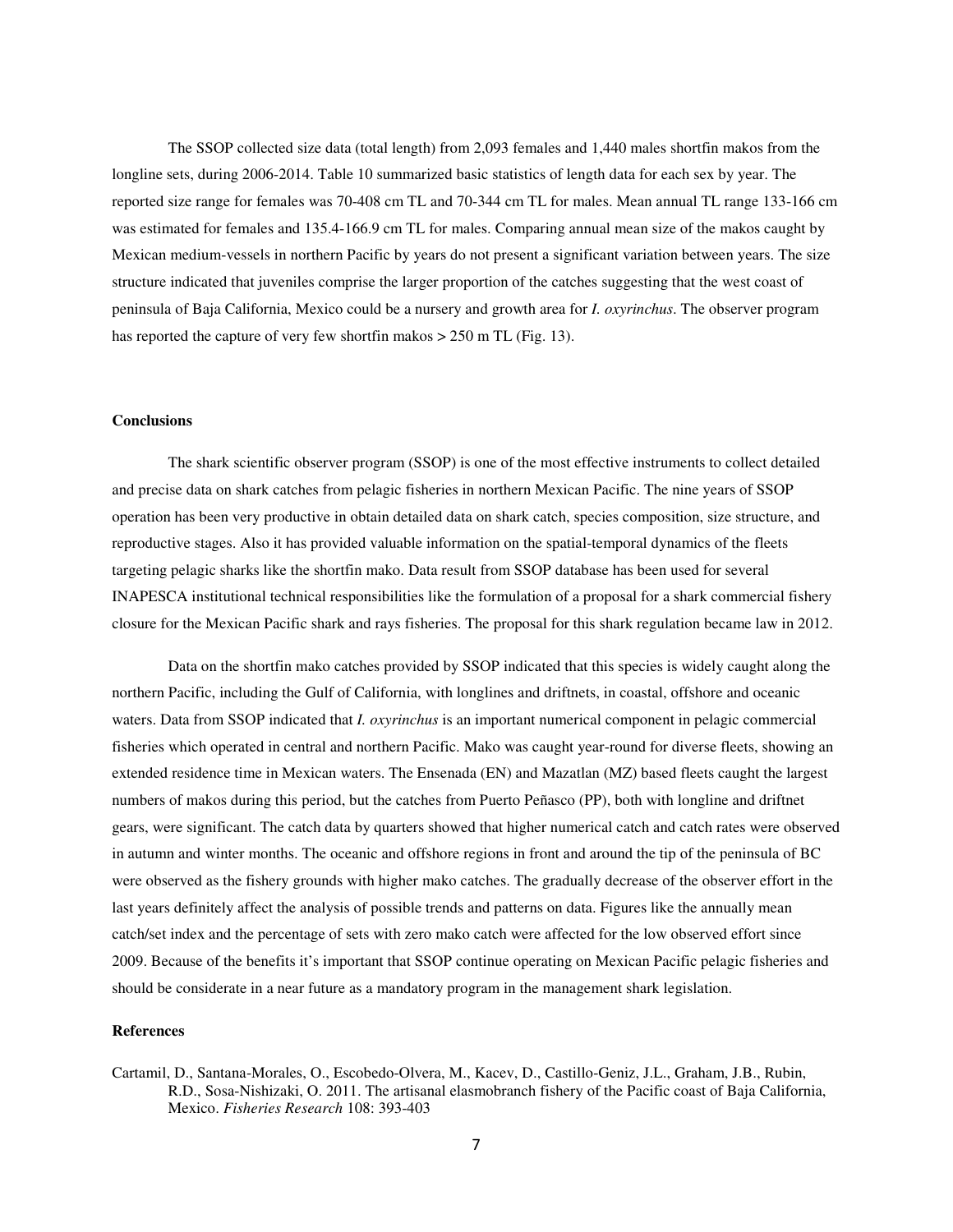The SSOP collected size data (total length) from 2,093 females and 1,440 males shortfin makos from the longline sets, during 2006-2014. Table 10 summarized basic statistics of length data for each sex by year. The reported size range for females was 70-408 cm TL and 70-344 cm TL for males. Mean annual TL range 133-166 cm was estimated for females and 135.4-166.9 cm TL for males. Comparing annual mean size of the makos caught by Mexican medium-vessels in northern Pacific by years do not present a significant variation between years. The size structure indicated that juveniles comprise the larger proportion of the catches suggesting that the west coast of peninsula of Baja California, Mexico could be a nursery and growth area for *I. oxyrinchus*. The observer program has reported the capture of very few shortfin makos > 250 m TL (Fig. 13).

**Conclusions**

The shark scientific observer program (SSOP) is one of the most effective instruments to collect detailed and precise data on shark catches from pelagic fisheries in northern Mexican Pacific. The nine years of SSOP operation has been very productive in obtain detailed data on shark catch, species composition, size structure, and reproductive stages. Also it has provided valuable information on the spatial-temporal dynamics of the fleets targeting pelagic sharks like the shortfin mako. Data result from SSOP database has been used for several INAPESCA institutional technical responsibilities like the formulation of a proposal for a shark commercial fishery closure for the Mexican Pacific shark and rays fisheries. The proposal for this shark regulation became law in 2012.

Data on the shortfin mako catches provided by SSOP indicated that this species is widely caught along the northern Pacific, including the Gulf of California, with longlines and driftnets, in coastal, offshore and oceanic waters. Data from SSOP indicated that *I. oxyrinchus* is an important numerical component in pelagic commercial fisheries which operated in central and northern Pacific. Mako was caught year-round for diverse fleets, showing an extended residence time in Mexican waters. The Ensenada (EN) and Mazatlan (MZ) based fleets caught the largest numbers of makos during this period, but the catches from Puerto Peñasco (PP), both with longline and driftnet gears, were significant. The catch data by quarters showed that higher numerical catch and catch rates were observed in autumn and winter months. The oceanic and offshore regions in front and around the tip of the peninsula of BC were observed as the fishery grounds with higher mako catches. The gradually decrease of the observer effort in the last years definitely affect the analysis of possible trends and patterns on data. Figures like the annually mean catch/set index and the percentage of sets with zero mako catch were affected for the low observed effort since 2009. Because of the benefits it's important that SSOP continue operating on Mexican Pacific pelagic fisheries and should be considerate in a near future as a mandatory program in the management shark legislation.

**References**

Cartamil, D., Santana-Morales, O., Escobedo-Olvera, M., Kacev, D., Castillo-Geniz, J.L., Graham, J.B., Rubin, R.D., Sosa-Nishizaki, O. 2011. The artisanal elasmobranch fishery of the Pacific coast of Baja California, Mexico. *Fisheries Research* 108: 393-403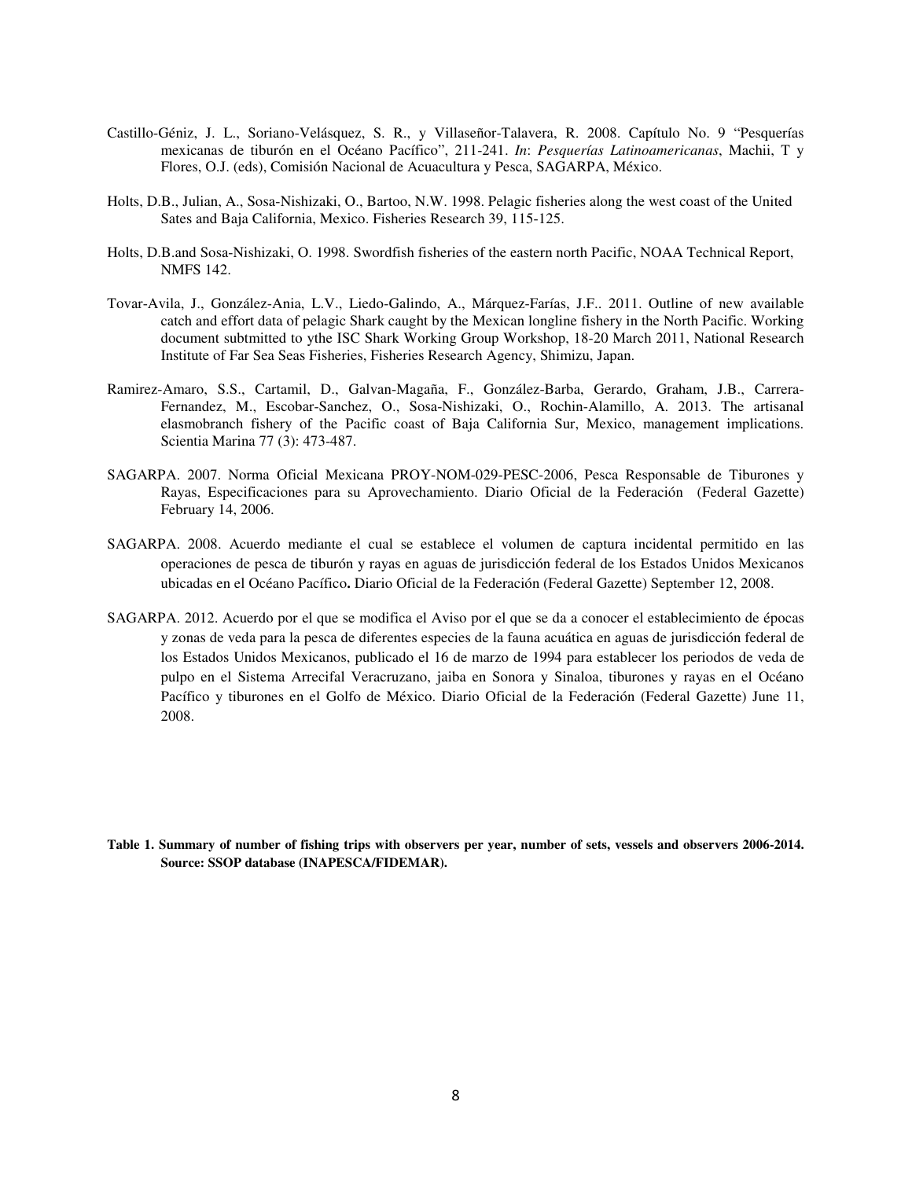Castillo-Géniz, J. L., Soriano-Velásquez, S. R., y Villaseñor-Talavera, R. 2008. Capítulo No. 9 "Pesquerías mexicanas de tiburón en el Océano Pacífico", 211-241. *In*: *Pesquerías Latinoamericanas*, Machii, T y Flores, O.J. (eds), Comisión Nacional de Acuacultura y Pesca, SAGARPA, México.

Holts, D.B., Julian, A., Sosa-Nishizaki, O., Bartoo, N.W. 1998. Pelagic fisheries along the west coast of the United Sates and Baja California, Mexico. Fisheries Research 39, 115-125.

Holts, D.B.and Sosa-Nishizaki, O. 1998. Swordfish fisheries of the eastern north Pacific, NOAA Technical Report, NMFS 142.

Tovar-Avila, J., González-Ania, L.V., Liedo-Galindo, A., Márquez-Farías, J.F.. 2011. Outline of new available catch and effort data of pelagic Shark caught by the Mexican longline fishery in the North Pacific. Working document subtmitted to ythe ISC Shark Working Group Workshop, 18-20 March 2011, National Research Institute of Far Sea Seas Fisheries, Fisheries Research Agency, Shimizu, Japan.

Ramirez-Amaro, S.S., Cartamil, D., Galvan-Magaña, F., González-Barba, Gerardo, Graham, J.B., Carrera-Fernandez, M., Escobar-Sanchez, O., Sosa-Nishizaki, O., Rochin-Alamillo, A. 2013. The artisanal elasmobranch fishery of the Pacific coast of Baja California Sur, Mexico, management implications. Scientia Marina 77 (3): 473-487.

SAGARPA. 2007. Norma Oficial Mexicana PROY-NOM-029-PESC-2006, Pesca Responsable de Tiburones y Rayas, Especificaciones para su Aprovechamiento. Diario Oficial de la Federación (Federal Gazette) February 14, 2006.

SAGARPA. 2008. Acuerdo mediante el cual se establece el volumen de captura incidental permitido en las operaciones de pesca de tiburón y rayas en aguas de jurisdicción federal de los Estados Unidos Mexicanos ubicadas en el Océano Pacífico**.** Diario Oficial de la Federación (Federal Gazette) September 12, 2008.

SAGARPA. 2012. Acuerdo por el que se modifica el Aviso por el que se da a conocer el establecimiento de épocas y zonas de veda para la pesca de diferentes especies de la fauna acuática en aguas de jurisdicción federal de los Estados Unidos Mexicanos, publicado el 16 de marzo de 1994 para establecer los periodos de veda de pulpo en el Sistema Arrecifal Veracruzano, jaiba en Sonora y Sinaloa, tiburones y rayas en el Océano Pacífico y tiburones en el Golfo de México. Diario Oficial de la Federación (Federal Gazette) June 11, 2008.

**Table 1. Summary of number of fishing trips with observers per year, number of sets, vessels and observers 2006-2014. Source: SSOP database (INAPESCA/FIDEMAR).**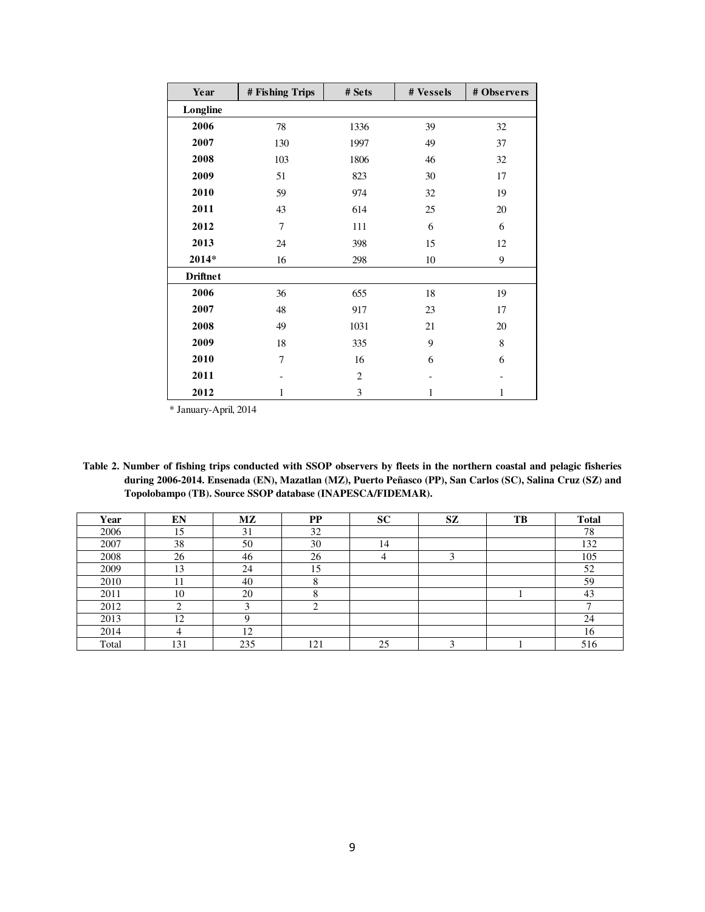| Year | # Fishing Trips | # Sets | # Vessels | # Observers |
|---|---|---|---|---|
| **Longline** | | | | |
| **2006** | 78 | 1336 | 39 | 32 |
| **2007** | 130 | 1997 | 49 | 37 |
| **2008** | 103 | 1806 | 46 | 32 |
| **2009** | 51 | 823 | 30 | 17 |
| **2010** | 59 | 974 | 32 | 19 |
| **2011** | 43 | 614 | 25 | 20 |
| **2012** | 7 | 111 | 6 | 6 |
| **2013** | 24 | 398 | 15 | 12 |
| **2014*** | 16 | 298 | 10 | 9 |
| **Driftnet** | | | | |
| **2006** | 36 | 655 | 18 | 19 |
| **2007** | 48 | 917 | 23 | 17 |
| **2008** | 49 | 1031 | 21 | 20 |
| **2009** | 18 | 335 | 9 | 8 |
| **2010** | 7 | 16 | 6 | 6 |
| **2011** | - | 2 | - | - |
| **2012** | 1 | 3 | 1 | 1 |

* January-April, 2014

**Table 2. Number of fishing trips conducted with SSOP observers by fleets in the northern coastal and pelagic fisheries during 2006-2014. Ensenada (EN), Mazatlan (MZ), Puerto Peñasco (PP), San Carlos (SC), Salina Cruz (SZ) and Topolobampo (TB). Source SSOP database (INAPESCA/FIDEMAR).**

| Year | EN | MZ | PP | SC | SZ | TB | Total |
|---|---|---|---|---|---|---|---|
| 2006 | 15 | 31 | 32 | | | | 78 |
| 2007 | 38 | 50 | 30 | 14 | | | 132 |
| 2008 | 26 | 46 | 26 | 4 | 3 | | 105 |
| 2009 | 13 | 24 | 15 | | | | 52 |
| 2010 | 11 | 40 | 8 | | | | 59 |
| 2011 | 10 | 20 | 8 | | | 1 | 43 |
| 2012 | 2 | 3 | 2 | | | | 7 |
| 2013 | 12 | 9 | | | | | 24 |
| 2014 | 4 | 12 | | | | | 16 |
| Total | 131 | 235 | 121 | 25 | 3 | 1 | 516 |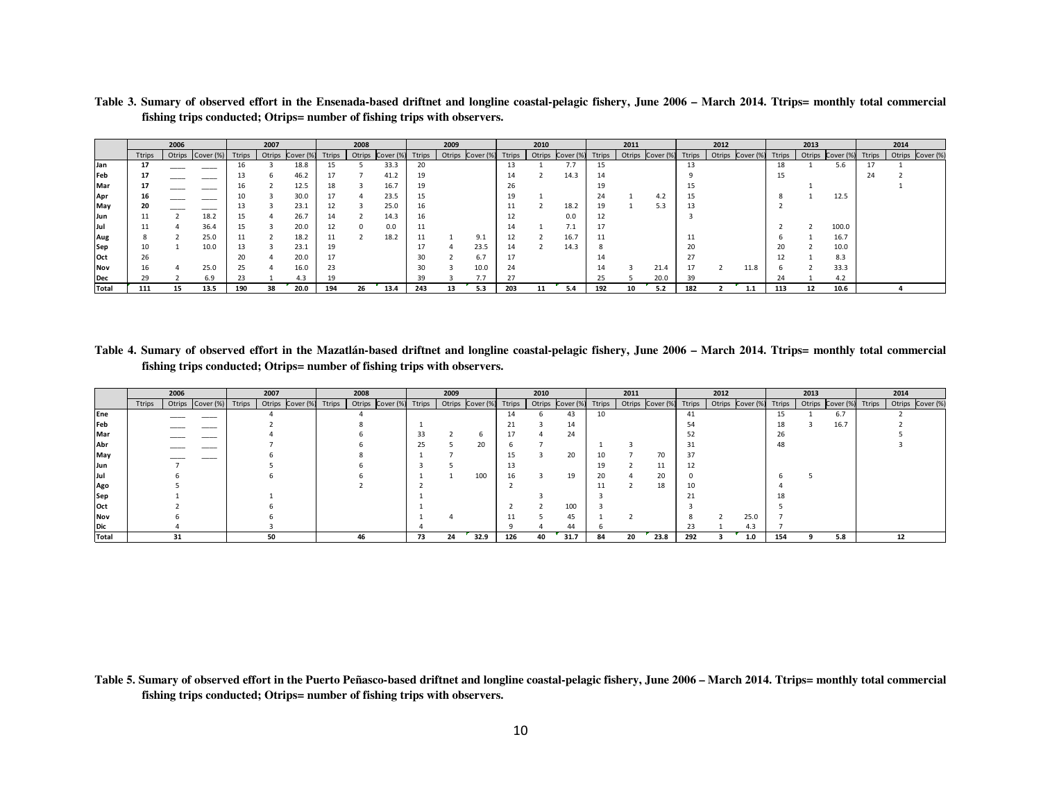**Table 3. Sumary of observed effort in the Ensenada-based driftnet and longline coastal-pelagic fishery, June 2006 – March 2014. Ttrips= monthly total commercial fishing trips conducted; Otrips= number of fishing trips with observers.**

| | 2006 | | | 2007 | | | 2008 | | | 2009 | | | 2010 | | | 2011 | | | 2012 | | | 2013 | | | 2014 | | |
|---|---|---|---|---|---|---|---|---|---|---|---|---|---|---|---|---|---|---|---|---|---|---|---|---|---|---|---|
| | Ttrips | Otrips | Cover (%) | Ttrips | Otrips | Cover (%) | Ttrips | Otrips | Cover (%) | Ttrips | Otrips | Cover (%) | Ttrips | Otrips | Cover (%) | Ttrips | Otrips | Cover (%) | Ttrips | Otrips | Cover (%) | Ttrips | Otrips | Cover (%) | Ttrips | Otrips | Cover (%) |
| Jan | **17** | ____ | ____ | 16 | 3 | 18.8 | 15 | 5 | 33.3 | 20 | | | 13 | 1 | 7.7 | 15 | | | 13 | | | 18 | 1 | 5.6 | 17 | 1 | |
| Feb | **17** | ____ | ____ | 13 | 6 | 46.2 | 17 | 7 | 41.2 | 19 | | | 14 | 2 | 14.3 | 14 | | | 9 | | | 15 | | | 24 | 2 | |
| Mar | **17** | ____ | ____ | 16 | 2 | 12.5 | 18 | 3 | 16.7 | 19 | | | 26 | | | 19 | | | 15 | | | | 1 | | | 1 | |
| Apr | **16** | ____ | ____ | 10 | 3 | 30.0 | 17 | 4 | 23.5 | 15 | | | 19 | 1 | | 24 | 1 | 4.2 | 15 | | | 8 | 1 | 12.5 | | | |
| May | **20** | ____ | ____ | 13 | 3 | 23.1 | 12 | 3 | 25.0 | 16 | | | 11 | 2 | 18.2 | 19 | 1 | 5.3 | 13 | | | 2 | | | | | |
| Jun | 11 | 2 | 18.2 | 15 | 4 | 26.7 | 14 | 2 | 14.3 | 16 | | | 12 | | 0.0 | 12 | | | 3 | | | | | | | | |
| Jul | 11 | 4 | 36.4 | 15 | 3 | 20.0 | 12 | 0 | 0.0 | 11 | | | 14 | 1 | 7.1 | 17 | | | | | | 2 | 2 | 100.0 | | | |
| Aug | 8 | 2 | 25.0 | 11 | 2 | 18.2 | 11 | 2 | 18.2 | 11 | 1 | 9.1 | 12 | 2 | 16.7 | 11 | | | 11 | | | 6 | 1 | 16.7 | | | |
| Sep | 10 | 1 | 10.0 | 13 | 3 | 23.1 | 19 | | | 17 | 4 | 23.5 | 14 | 2 | 14.3 | 8 | | | 20 | | | 20 | 2 | 10.0 | | | |
| Oct | 26 | | | 20 | 4 | 20.0 | 17 | | | 30 | 2 | 6.7 | 17 | | | 14 | | | 27 | | | 12 | 1 | 8.3 | | | |
| Nov | 16 | 4 | 25.0 | 25 | 4 | 16.0 | 23 | | | 30 | 3 | 10.0 | 24 | | | 14 | 3 | 21.4 | 17 | 2 | 11.8 | 6 | 2 | 33.3 | | | |
| Dec | 29 | 2 | 6.9 | 23 | 1 | 4.3 | 19 | | | 39 | 3 | 7.7 | 27 | | | 25 | 5 | 20.0 | 39 | | | 24 | 1 | 4.2 | | | |
| **Total** | **111** | **15** | **13.5** | **190** | **38** | **20.0** | **194** | **26** | **13.4** | **243** | **13** | **5.3** | **203** | **11** | **5.4** | **192** | **10** | **5.2** | **182** | **2** | **1.1** | **113** | **12** | **10.6** | | **4** | |

**Table 4. Sumary of observed effort in the Mazatlán-based driftnet and longline coastal-pelagic fishery, June 2006 – March 2014. Ttrips= monthly total commercial fishing trips conducted; Otrips= number of fishing trips with observers.**

| | 2006 | | | 2007 | | | 2008 | | | 2009 | | | 2010 | | | 2011 | | | 2012 | | | 2013 | | | 2014 | | |
|---|---|---|---|---|---|---|---|---|---|---|---|---|---|---|---|---|---|---|---|---|---|---|---|---|---|---|---|
| | Ttrips | Otrips | Cover (%) | Ttrips | Otrips | Cover (%) | Ttrips | Otrips | Cover (%) | Ttrips | Otrips | Cover (%) | Ttrips | Otrips | Cover (%) | Ttrips | Otrips | Cover (%) | Ttrips | Otrips | Cover (%) | Ttrips | Otrips | Cover (%) | Ttrips | Otrips | Cover (%) |
| Ene | | ____ | ____ | | 4 | | | 4 | | | | | 14 | 6 | 43 | 10 | | | 41 | | | 15 | 1 | 6.7 | | 2 | |
| Feb | | ____ | ____ | | 2 | | | 8 | | 1 | | | 21 | 3 | 14 | | | | 54 | | | 18 | 3 | 16.7 | | 2 | |
| Mar | | ____ | ____ | | 4 | | | 6 | | 33 | 2 | 6 | 17 | 4 | 24 | | | | 52 | | | 26 | | | | 5 | |
| Abr | | ____ | ____ | | 7 | | | 6 | | 25 | 5 | 20 | 6 | 7 | | 1 | 3 | | 31 | | | 48 | | | | 3 | |
| May | | ____ | ____ | | 6 | | | 8 | | 1 | 7 | | 15 | 3 | 20 | 10 | 7 | 70 | 37 | | | | | | | | |
| Jun | | 7 | | | 5 | | | 6 | | 3 | 5 | | 13 | | | 19 | 2 | 11 | 12 | | | | | | | | |
| Jul | | 6 | | | 6 | | | 6 | | 1 | 1 | 100 | 16 | 3 | 19 | 20 | 4 | 20 | 0 | | | 6 | 5 | | | | |
| Ago | | 5 | | | | | | 2 | | 2 | | | 2 | | | 11 | 2 | 18 | 10 | | | 4 | | | | | |
| Sep | | 1 | | | 1 | | | | | 1 | | | | 3 | | 3 | | | 21 | | | 18 | | | | | |
| Oct | | 2 | | | 6 | | | | | 1 | | | 2 | 2 | 100 | 3 | | | 3 | | | 5 | | | | | |
| Nov | | 6 | | | 6 | | | | | 1 | 4 | | 11 | 5 | 45 | 1 | 2 | | 8 | 2 | 25.0 | 7 | | | | | |
| Dic | | 4 | | | 3 | | | | | 4 | | | 9 | 4 | 44 | 6 | | | 23 | 1 | 4.3 | 7 | | | | | |
| **Total** | | **31** | | | **50** | | | **46** | | **73** | **24** | **32.9** | **126** | **40** | **31.7** | **84** | **20** | **23.8** | **292** | **3** | **1.0** | **154** | **9** | **5.8** | | **12** | |

**Table 5. Sumary of observed effort in the Puerto Peñasco-based driftnet and longline coastal-pelagic fishery, June 2006 – March 2014. Ttrips= monthly total commercial fishing trips conducted; Otrips= number of fishing trips with observers.**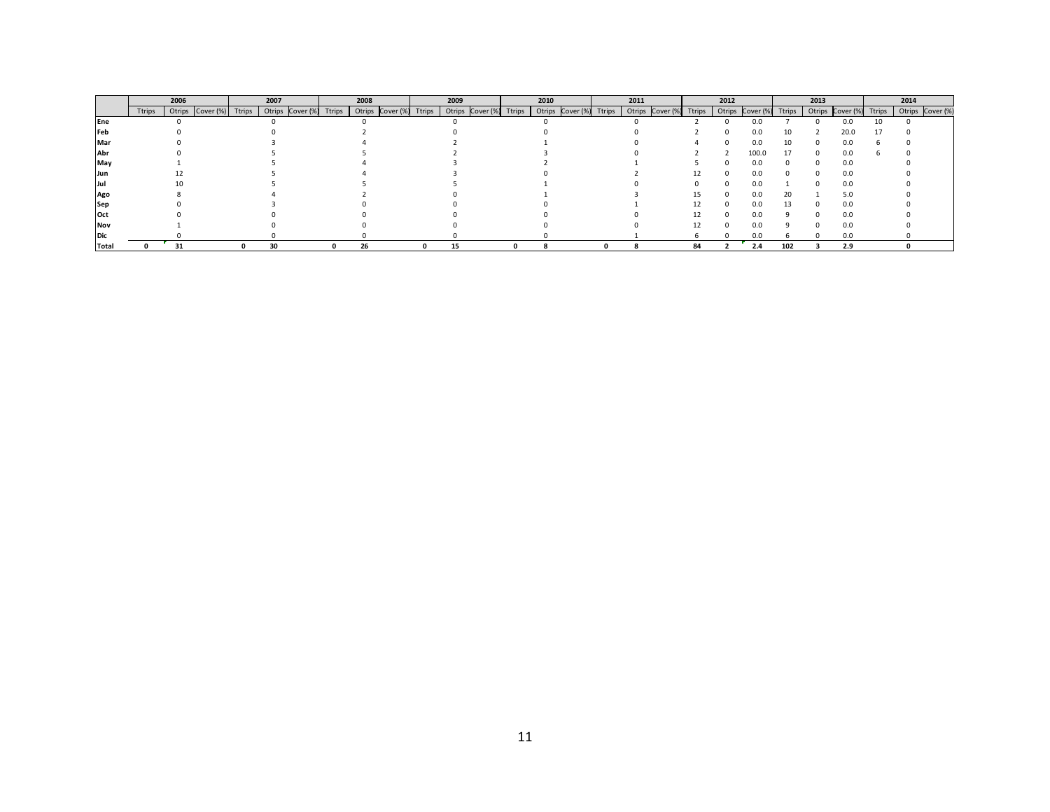| | 2006 | | | 2007 | | | 2008 | | | 2009 | | | 2010 | | | 2011 | | | 2012 | | | 2013 | | | 2014 | | |
|---|---|---|---|---|---|---|---|---|---|---|---|---|---|---|---|---|---|---|---|---|---|---|---|---|---|---|---|
| | Ttrips | Otrips | Cover (%) | Ttrips | Otrips | Cover (%) | Ttrips | Otrips | Cover (%) | Ttrips | Otrips | Cover (%) | Ttrips | Otrips | Cover (%) | Ttrips | Otrips | Cover (%) | Ttrips | Otrips | Cover (%) | Ttrips | Otrips | Cover (%) | Ttrips | Otrips | Cover (%) |
| **Ene** | | 0 | | | 0 | | | 0 | | | 0 | | | 0 | | | 0 | | 2 | 0 | 0.0 | 7 | 0 | 0.0 | 10 | 0 | |
| **Feb** | | 0 | | | 0 | | | 2 | | | 0 | | | 0 | | | 0 | | 2 | 0 | 0.0 | 10 | 2 | 20.0 | 17 | 0 | |
| **Mar** | | 0 | | | 3 | | | 4 | | | 2 | | | 1 | | | 0 | | 4 | 0 | 0.0 | 10 | 0 | 0.0 | 6 | 0 | |
| **Abr** | | 0 | | | 5 | | | 5 | | | 2 | | | 3 | | | 0 | | 2 | 2 | 100.0 | 17 | 0 | 0.0 | 6 | 0 | |
| **May** | | 1 | | | 5 | | | 4 | | | 3 | | | 2 | | | 1 | | 5 | 0 | 0.0 | 0 | 0 | 0.0 | | 0 | |
| **Jun** | | 12 | | | 5 | | | 4 | | | 3 | | | 0 | | | 2 | | 12 | 0 | 0.0 | 0 | 0 | 0.0 | | 0 | |
| **Jul** | | 10 | | | 5 | | | 5 | | | 5 | | | 1 | | | 0 | | 0 | 0 | 0.0 | 1 | 0 | 0.0 | | 0 | |
| **Ago** | | 8 | | | 4 | | | 2 | | | 0 | | | 1 | | | 3 | | 15 | 0 | 0.0 | 20 | 1 | 5.0 | | 0 | |
| **Sep** | | 0 | | | 3 | | | 0 | | | 0 | | | 0 | | | 1 | | 12 | 0 | 0.0 | 13 | 0 | 0.0 | | 0 | |
| **Oct** | | 0 | | | 0 | | | 0 | | | 0 | | | 0 | | | 0 | | 12 | 0 | 0.0 | 9 | 0 | 0.0 | | 0 | |
| **Nov** | | 1 | | | 0 | | | 0 | | | 0 | | | 0 | | | 0 | | 12 | 0 | 0.0 | 9 | 0 | 0.0 | | 0 | |
| **Dic** | | 0 | | | 0 | | | 0 | | | 0 | | | 0 | | | 1 | | 6 | 0 | 0.0 | 6 | 0 | 0.0 | | 0 | |
| **Total** | **0** | **31** | | **0** | **30** | | **0** | **26** | | **0** | **15** | | **0** | **8** | | **0** | **8** | | **84** | **2** | **2.4** | **102** | **3** | **2.9** | | **0** | |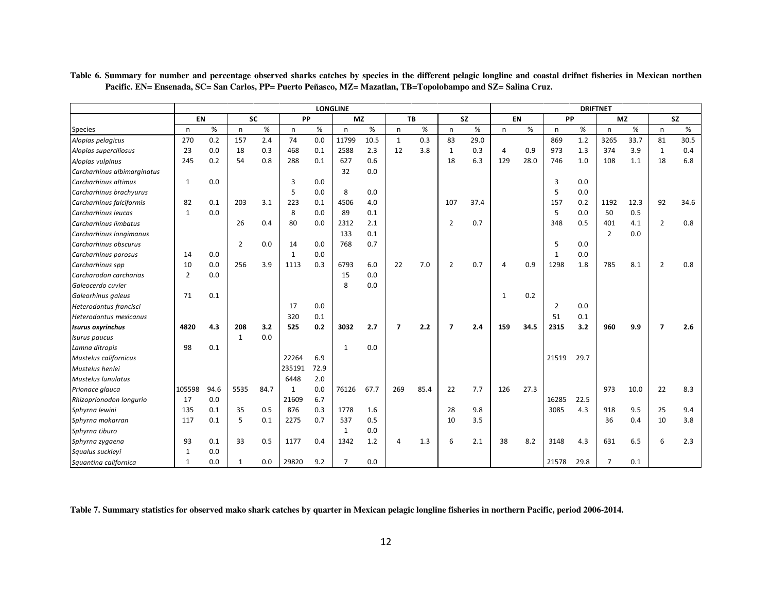**Table 6. Summary for number and percentage observed sharks catches by species in the different pelagic longline and coastal drifnet fisheries in Mexican northen Pacific. EN= Ensenada, SC= San Carlos, PP= Puerto Peñasco, MZ= Mazatlan, TB=Topolobampo and SZ= Salina Cruz.**

| | LONGLINE | | | | | | | | | | | | DRIFTNET | | | | | | | |
|---|---|---|---|---|---|---|---|---|---|---|---|---|---|---|---|---|---|---|---|---|
| | EN | | SC | | PP | | MZ | | TB | | SZ | | EN | | PP | | MZ | | SZ | |
| Species | n | % | n | % | n | % | n | % | n | % | n | % | n | % | n | % | n | % | n | % |
| *Alopias pelagicus* | 270 | 0.2 | 157 | 2.4 | 74 | 0.0 | 11799 | 10.5 | 1 | 0.3 | 83 | 29.0 | | | 869 | 1.2 | 3265 | 33.7 | 81 | 30.5 |
| *Alopias superciliosus* | 23 | 0.0 | 18 | 0.3 | 468 | 0.1 | 2588 | 2.3 | 12 | 3.8 | 1 | 0.3 | 4 | 0.9 | 973 | 1.3 | 374 | 3.9 | 1 | 0.4 |
| *Alopias vulpinus* | 245 | 0.2 | 54 | 0.8 | 288 | 0.1 | 627 | 0.6 | | | 18 | 6.3 | 129 | 28.0 | 746 | 1.0 | 108 | 1.1 | 18 | 6.8 |
| *Carcharhinus albimarginatus* | | | | | | | 32 | 0.0 | | | | | | | | | | | | |
| *Carcharhinus altimus* | 1 | 0.0 | | | 3 | 0.0 | | | | | | | | | 3 | 0.0 | | | | |
| *Carcharhinus brachyurus* | | | | | 5 | 0.0 | 8 | 0.0 | | | | | | | 5 | 0.0 | | | | |
| *Carcharhinus falciformis* | 82 | 0.1 | 203 | 3.1 | 223 | 0.1 | 4506 | 4.0 | | | 107 | 37.4 | | | 157 | 0.2 | 1192 | 12.3 | 92 | 34.6 |
| *Carcharhinus leucas* | 1 | 0.0 | | | 8 | 0.0 | 89 | 0.1 | | | | | | | 5 | 0.0 | 50 | 0.5 | | |
| *Carcharhinus limbatus* | | | 26 | 0.4 | 80 | 0.0 | 2312 | 2.1 | | | 2 | 0.7 | | | 348 | 0.5 | 401 | 4.1 | 2 | 0.8 |
| *Carcharhinus longimanus* | | | | | | | 133 | 0.1 | | | | | | | | | 2 | 0.0 | | |
| *Carcharhinus obscurus* | | | 2 | 0.0 | 14 | 0.0 | 768 | 0.7 | | | | | | | 5 | 0.0 | | | | |
| *Carcharhinus porosus* | 14 | 0.0 | | | 1 | 0.0 | | | | | | | | | 1 | 0.0 | | | | |
| *Carcharhinus spp* | 10 | 0.0 | 256 | 3.9 | 1113 | 0.3 | 6793 | 6.0 | 22 | 7.0 | 2 | 0.7 | 4 | 0.9 | 1298 | 1.8 | 785 | 8.1 | 2 | 0.8 |
| *Carcharodon carcharias* | 2 | 0.0 | | | | | 15 | 0.0 | | | | | | | | | | | | |
| *Galeocerdo cuvier* | | | | | | | 8 | 0.0 | | | | | | | | | | | | |
| *Galeorhinus galeus* | 71 | 0.1 | | | | | | | | | | | 1 | 0.2 | | | | | | |
| *Heterodontus francisci* | | | | | 17 | 0.0 | | | | | | | | | 2 | 0.0 | | | | |
| *Heterodontus mexicanus* | | | | | 320 | 0.1 | | | | | | | | | 51 | 0.1 | | | | |
| ***Isurus oxyrinchus*** | **4820** | **4.3** | **208** | **3.2** | **525** | **0.2** | **3032** | **2.7** | **7** | **2.2** | **7** | **2.4** | **159** | **34.5** | **2315** | **3.2** | **960** | **9.9** | **7** | **2.6** |
| *Isurus paucus* | | | 1 | 0.0 | | | | | | | | | | | | | | | | |
| *Lamna ditropis* | 98 | 0.1 | | | | | 1 | 0.0 | | | | | | | | | | | | |
| *Mustelus californicus* | | | | | 22264 | 6.9 | | | | | | | | | 21519 | 29.7 | | | | |
| *Mustelus henlei* | | | | | 235191 | 72.9 | | | | | | | | | | | | | | |
| *Mustelus lunulatus* | | | | | 6448 | 2.0 | | | | | | | | | | | | | | |
| *Prionace glauca* | 105598 | 94.6 | 5535 | 84.7 | 1 | 0.0 | 76126 | 67.7 | 269 | 85.4 | 22 | 7.7 | 126 | 27.3 | | | 973 | 10.0 | 22 | 8.3 |
| *Rhizoprionodon longurio* | 17 | 0.0 | | | 21609 | 6.7 | | | | | | | | | 16285 | 22.5 | | | | |
| *Sphyrna lewini* | 135 | 0.1 | 35 | 0.5 | 876 | 0.3 | 1778 | 1.6 | | | 28 | 9.8 | | | 3085 | 4.3 | 918 | 9.5 | 25 | 9.4 |
| *Sphyrna mokarran* | 117 | 0.1 | 5 | 0.1 | 2275 | 0.7 | 537 | 0.5 | | | 10 | 3.5 | | | | | 36 | 0.4 | 10 | 3.8 |
| *Sphyrna tiburo* | | | | | | | 1 | 0.0 | | | | | | | | | | | | |
| *Sphyrna zygaena* | 93 | 0.1 | 33 | 0.5 | 1177 | 0.4 | 1342 | 1.2 | 4 | 1.3 | 6 | 2.1 | 38 | 8.2 | 3148 | 4.3 | 631 | 6.5 | 6 | 2.3 |
| *Squalus suckleyi* | 1 | 0.0 | | | | | | | | | | | | | | | | | | |
| *Squantina californica* | 1 | 0.0 | 1 | 0.0 | 29820 | 9.2 | 7 | 0.0 | | | | | | | 21578 | 29.8 | 7 | 0.1 | | |

**Table 7. Summary statistics for observed mako shark catches by quarter in Mexican pelagic longline fisheries in northern Pacific, period 2006-2014.**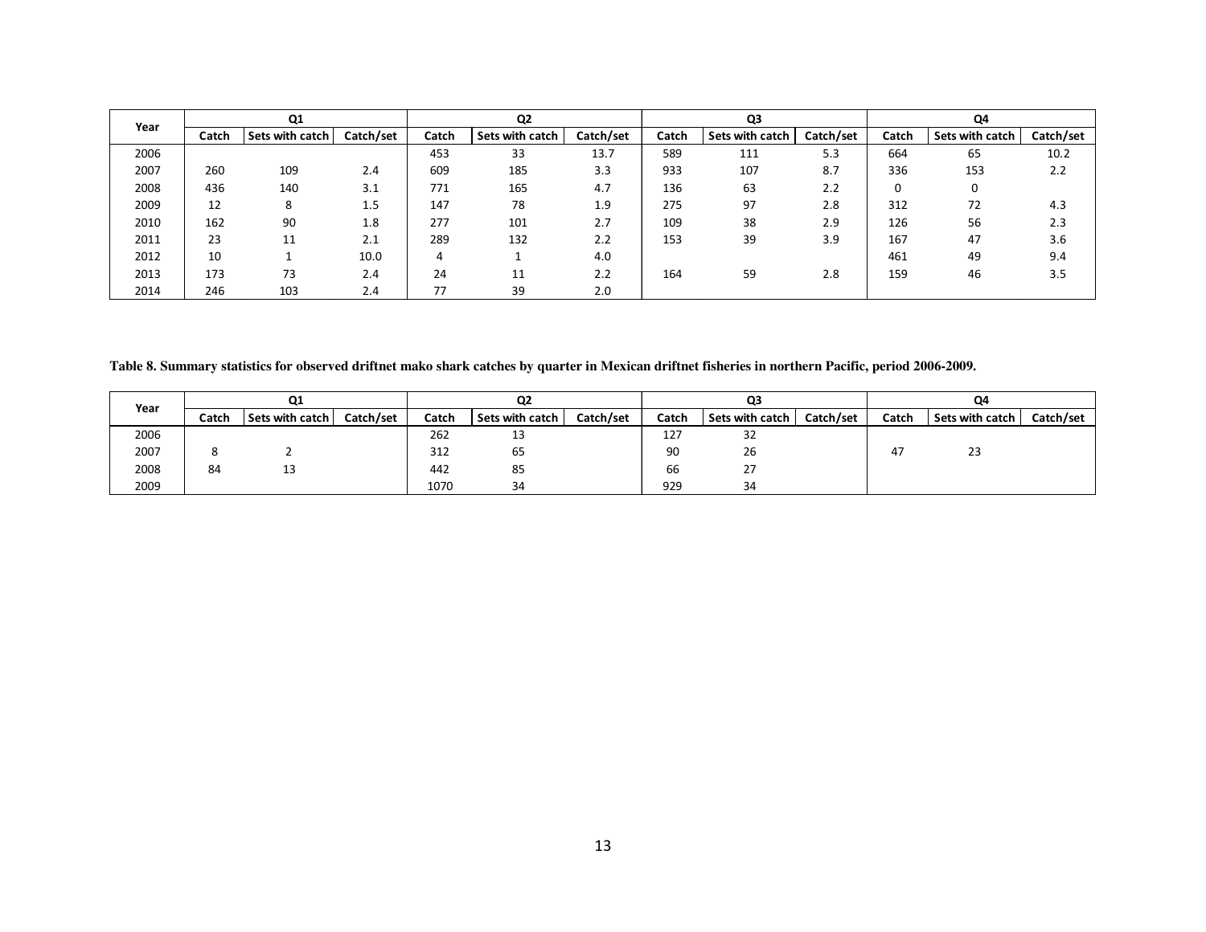| Year | Q1 | | | Q2 | | | Q3 | | | Q4 | | |
|---|---|---|---|---|---|---|---|---|---|---|---|---|
| | Catch | Sets with catch | Catch/set | Catch | Sets with catch | Catch/set | Catch | Sets with catch | Catch/set | Catch | Sets with catch | Catch/set |
| 2006 | | | | 453 | 33 | 13.7 | 589 | 111 | 5.3 | 664 | 65 | 10.2 |
| 2007 | 260 | 109 | 2.4 | 609 | 185 | 3.3 | 933 | 107 | 8.7 | 336 | 153 | 2.2 |
| 2008 | 436 | 140 | 3.1 | 771 | 165 | 4.7 | 136 | 63 | 2.2 | 0 | 0 | |
| 2009 | 12 | 8 | 1.5 | 147 | 78 | 1.9 | 275 | 97 | 2.8 | 312 | 72 | 4.3 |
| 2010 | 162 | 90 | 1.8 | 277 | 101 | 2.7 | 109 | 38 | 2.9 | 126 | 56 | 2.3 |
| 2011 | 23 | 11 | 2.1 | 289 | 132 | 2.2 | 153 | 39 | 3.9 | 167 | 47 | 3.6 |
| 2012 | 10 | 1 | 10.0 | 4 | 1 | 4.0 | | | | 461 | 49 | 9.4 |
| 2013 | 173 | 73 | 2.4 | 24 | 11 | 2.2 | 164 | 59 | 2.8 | 159 | 46 | 3.5 |
| 2014 | 246 | 103 | 2.4 | 77 | 39 | 2.0 | | | | | | |

**Table 8. Summary statistics for observed driftnet mako shark catches by quarter in Mexican driftnet fisheries in northern Pacific, period 2006-2009.**

| Year | Q1 | | | Q2 | | | Q3 | | | Q4 | | |
|---|---|---|---|---|---|---|---|---|---|---|---|---|
| | Catch | Sets with catch | Catch/set | Catch | Sets with catch | Catch/set | Catch | Sets with catch | Catch/set | Catch | Sets with catch | Catch/set |
| 2006 | | | | 262 | 13 | | 127 | 32 | | | | |
| 2007 | 8 | 2 | | 312 | 65 | | 90 | 26 | | 47 | 23 | |
| 2008 | 84 | 13 | | 442 | 85 | | 66 | 27 | | | | |
| 2009 | | | | 1070 | 34 | | 929 | 34 | | | | |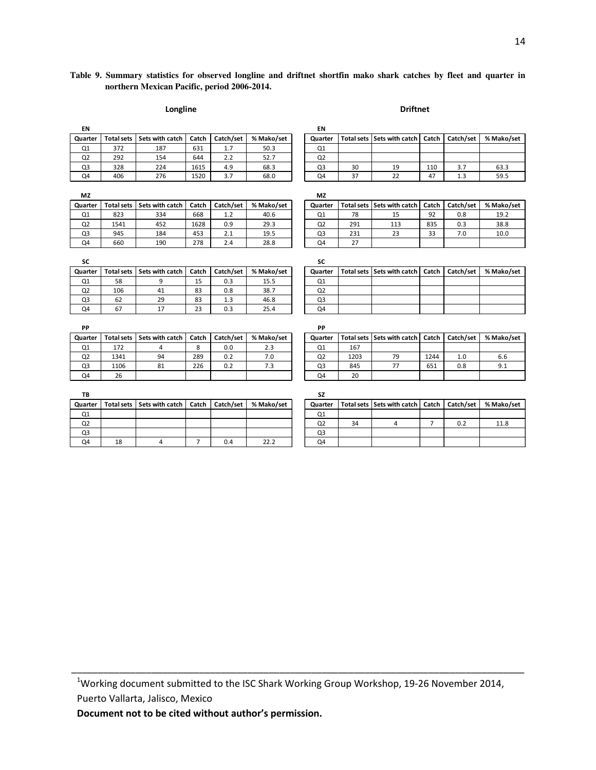**Table 9. Summary statistics for observed longline and driftnet shortfin mako shark catches by fleet and quarter in northern Mexican Pacific, period 2006-2014.**

### Longline

**EN**

| Quarter | Total sets | Sets with catch | Catch | Catch/set | % Mako/set |
|---|---|---|---|---|---|
| Q1 | 372 | 187 | 631 | 1.7 | 50.3 |
| Q2 | 292 | 154 | 644 | 2.2 | 52.7 |
| Q3 | 328 | 224 | 1615 | 4.9 | 68.3 |
| Q4 | 406 | 276 | 1520 | 3.7 | 68.0 |

**MZ**

| Quarter | Total sets | Sets with catch | Catch | Catch/set | % Mako/set |
|---|---|---|---|---|---|
| Q1 | 823 | 334 | 668 | 1.2 | 40.6 |
| Q2 | 1541 | 452 | 1628 | 0.9 | 29.3 |
| Q3 | 945 | 184 | 453 | 2.1 | 19.5 |
| Q4 | 660 | 190 | 278 | 2.4 | 28.8 |

**SC**

| Quarter | Total sets | Sets with catch | Catch | Catch/set | % Mako/set |
|---|---|---|---|---|---|
| Q1 | 58 | 9 | 15 | 0.3 | 15.5 |
| Q2 | 106 | 41 | 83 | 0.8 | 38.7 |
| Q3 | 62 | 29 | 83 | 1.3 | 46.8 |
| Q4 | 67 | 17 | 23 | 0.3 | 25.4 |

**PP**

| Quarter | Total sets | Sets with catch | Catch | Catch/set | % Mako/set |
|---|---|---|---|---|---|
| Q1 | 172 | 4 | 8 | 0.0 | 2.3 |
| Q2 | 1341 | 94 | 289 | 0.2 | 7.0 |
| Q3 | 1106 | 81 | 226 | 0.2 | 7.3 |
| Q4 | 26 | | | | |

**TB**

| Quarter | Total sets | Sets with catch | Catch | Catch/set | % Mako/set |
|---|---|---|---|---|---|
| Q1 | | | | | |
| Q2 | | | | | |
| Q3 | | | | | |
| Q4 | 18 | 4 | 7 | 0.4 | 22.2 |

### Driftnet

**EN**

| Quarter | Total sets | Sets with catch | Catch | Catch/set | % Mako/set |
|---|---|---|---|---|---|
| Q1 | | | | | |
| Q2 | | | | | |
| Q3 | 30 | 19 | 110 | 3.7 | 63.3 |
| Q4 | 37 | 22 | 47 | 1.3 | 59.5 |

**MZ**

| Quarter | Total sets | Sets with catch | Catch | Catch/set | % Mako/set |
|---|---|---|---|---|---|
| Q1 | 78 | 15 | 92 | 0.8 | 19.2 |
| Q2 | 291 | 113 | 835 | 0.3 | 38.8 |
| Q3 | 231 | 23 | 33 | 7.0 | 10.0 |
| Q4 | 27 | | | | |

**SC**

| Quarter | Total sets | Sets with catch | Catch | Catch/set | % Mako/set |
|---|---|---|---|---|---|
| Q1 | | | | | |
| Q2 | | | | | |
| Q3 | | | | | |
| Q4 | | | | | |

**PP**

| Quarter | Total sets | Sets with catch | Catch | Catch/set | % Mako/set |
|---|---|---|---|---|---|
| Q1 | 167 | | | | |
| Q2 | 1203 | 79 | 1244 | 1.0 | 6.6 |
| Q3 | 845 | 77 | 651 | 0.8 | 9.1 |
| Q4 | 20 | | | | |

**SZ**

| Quarter | Total sets | Sets with catch | Catch | Catch/set | % Mako/set |
|---|---|---|---|---|---|
| Q1 | | | | | |
| Q2 | 34 | 4 | 7 | 0.2 | 11.8 |
| Q3 | | | | | |
| Q4 | | | | | |

[1]Working document submitted to the ISC Shark Working Group Workshop, 19-26 November 2014, Puerto Vallarta, Jalisco, Mexico

**Document not to be cited without author's permission.**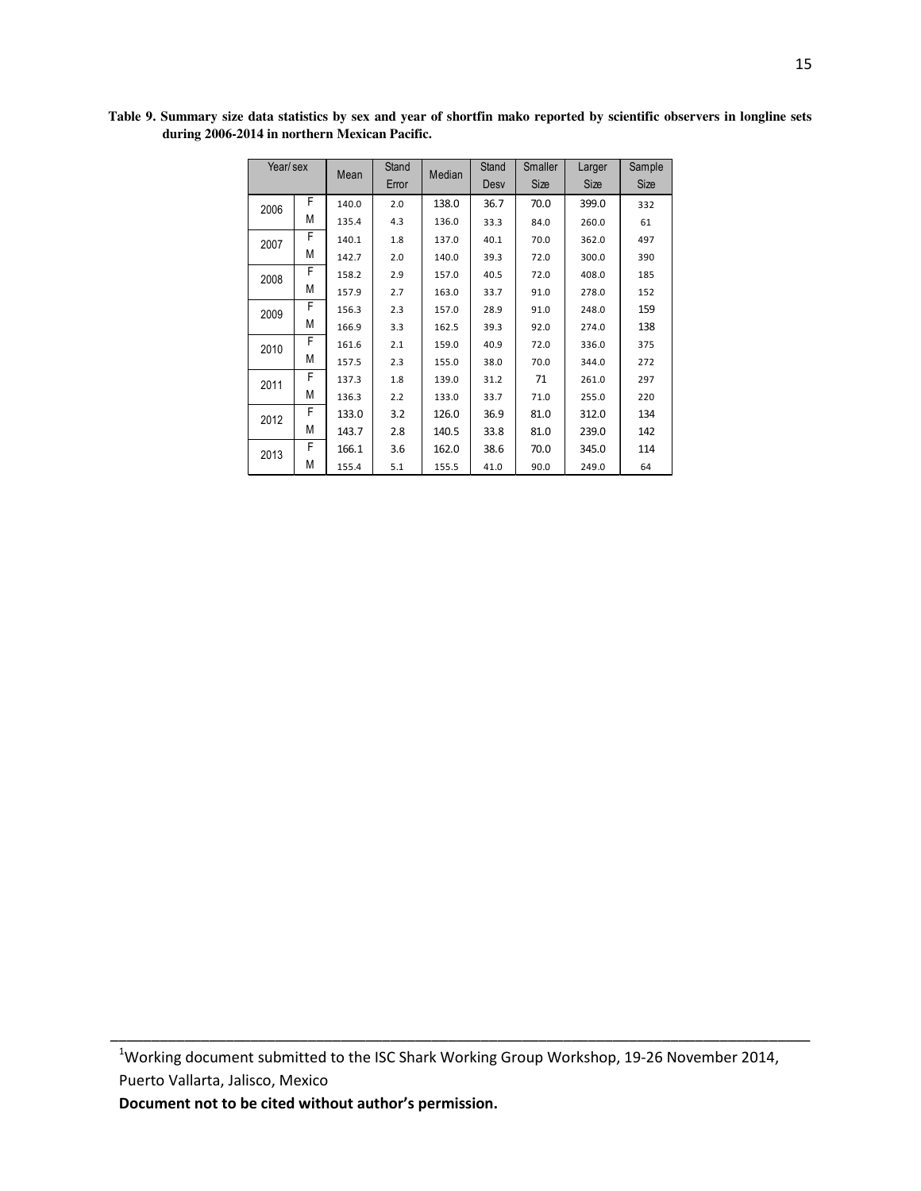**Table 9. Summary size data statistics by sex and year of shortfin mako reported by scientific observers in longline sets during 2006-2014 in northern Mexican Pacific.**

| Year/ sex | | Mean | Stand Error | Median | Stand Desv | Smaller Size | Larger Size | Sample Size |
|---|---|---|---|---|---|---|---|---|
| 2006 | F | 140.0 | 2.0 | 138.0 | 36.7 | 70.0 | 399.0 | 332 |
| | M | 135.4 | 4.3 | 136.0 | 33.3 | 84.0 | 260.0 | 61 |
| 2007 | F | 140.1 | 1.8 | 137.0 | 40.1 | 70.0 | 362.0 | 497 |
| | M | 142.7 | 2.0 | 140.0 | 39.3 | 72.0 | 300.0 | 390 |
| 2008 | F | 158.2 | 2.9 | 157.0 | 40.5 | 72.0 | 408.0 | 185 |
| | M | 157.9 | 2.7 | 163.0 | 33.7 | 91.0 | 278.0 | 152 |
| 2009 | F | 156.3 | 2.3 | 157.0 | 28.9 | 91.0 | 248.0 | 159 |
| | M | 166.9 | 3.3 | 162.5 | 39.3 | 92.0 | 274.0 | 138 |
| 2010 | F | 161.6 | 2.1 | 159.0 | 40.9 | 72.0 | 336.0 | 375 |
| | M | 157.5 | 2.3 | 155.0 | 38.0 | 70.0 | 344.0 | 272 |
| 2011 | F | 137.3 | 1.8 | 139.0 | 31.2 | 71 | 261.0 | 297 |
| | M | 136.3 | 2.2 | 133.0 | 33.7 | 71.0 | 255.0 | 220 |
| 2012 | F | 133.0 | 3.2 | 126.0 | 36.9 | 81.0 | 312.0 | 134 |
| | M | 143.7 | 2.8 | 140.5 | 33.8 | 81.0 | 239.0 | 142 |
| 2013 | F | 166.1 | 3.6 | 162.0 | 38.6 | 70.0 | 345.0 | 114 |
| | M | 155.4 | 5.1 | 155.5 | 41.0 | 90.0 | 249.0 | 64 |

---

[1]Working document submitted to the ISC Shark Working Group Workshop, 19-26 November 2014, Puerto Vallarta, Jalisco, Mexico

**Document not to be cited without author's permission.**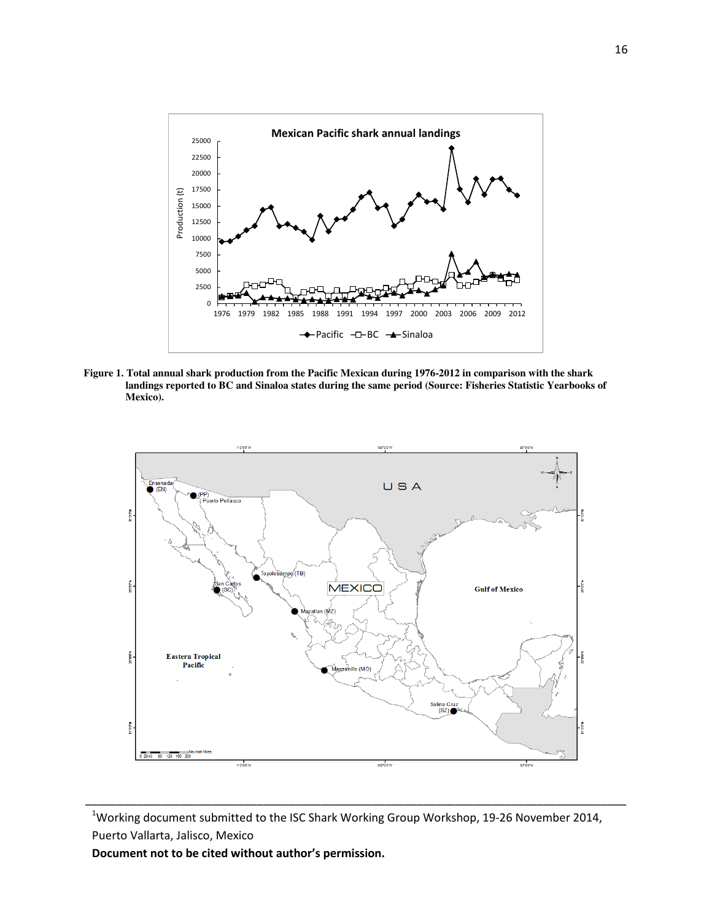**Figure 1. Total annual shark production from the Pacific Mexican during 1976-2012 in comparison with the shark landings reported to BC and Sinaloa states during the same period (Source: Fisheries Statistic Yearbooks of Mexico).**

[1]Working document submitted to the ISC Shark Working Group Workshop, 19-26 November 2014, Puerto Vallarta, Jalisco, Mexico

**Document not to be cited without author's permission.**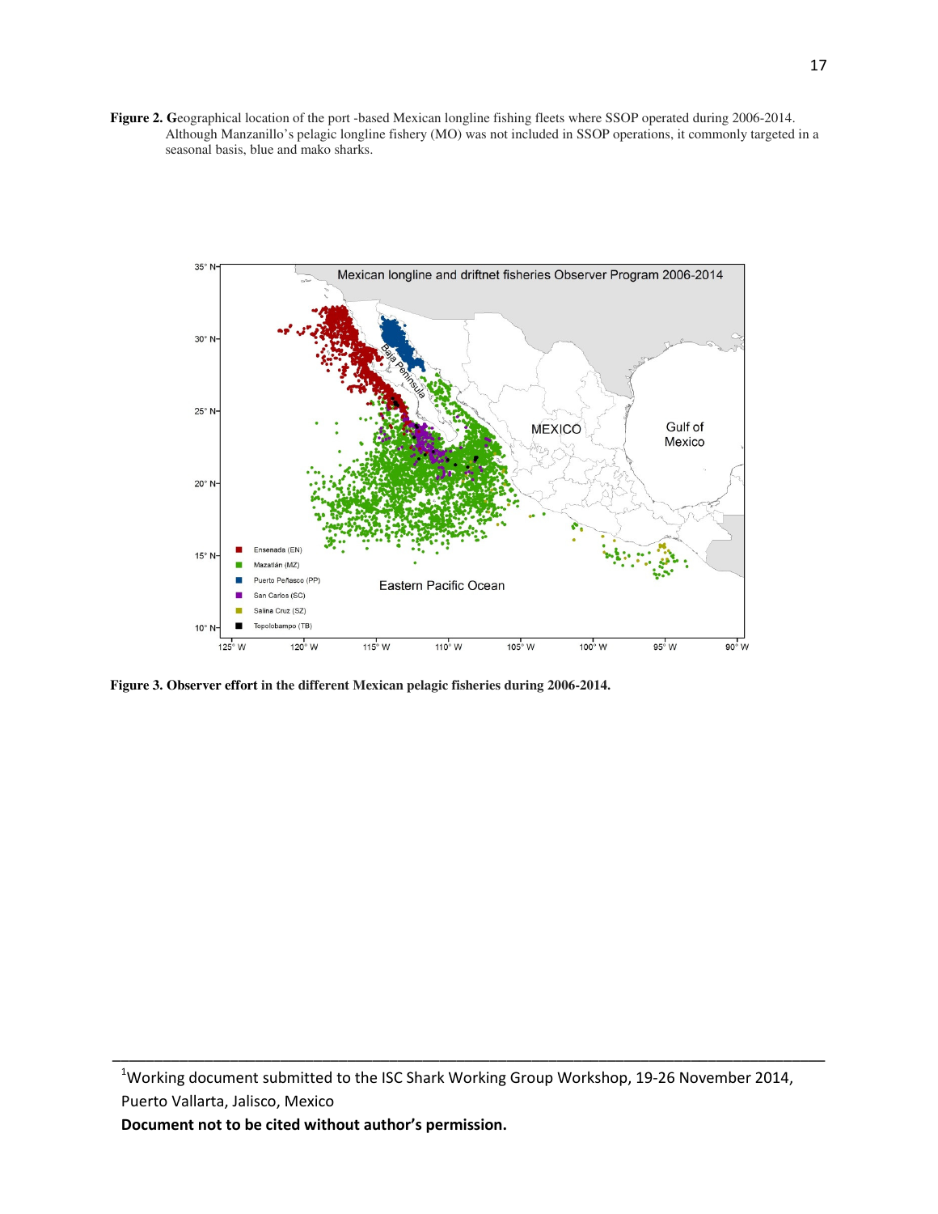**Figure 2.** **G**eographical location of the port -based Mexican longline fishing fleets where SSOP operated during 2006-2014. Although Manzanillo's pelagic longline fishery (MO) was not included in SSOP operations, it commonly targeted in a seasonal basis, blue and mako sharks.

**Figure 3. Observer effort in the different Mexican pelagic fisheries during 2006-2014.**

---

[1]Working document submitted to the ISC Shark Working Group Workshop, 19-26 November 2014, Puerto Vallarta, Jalisco, Mexico

**Document not to be cited without author's permission.**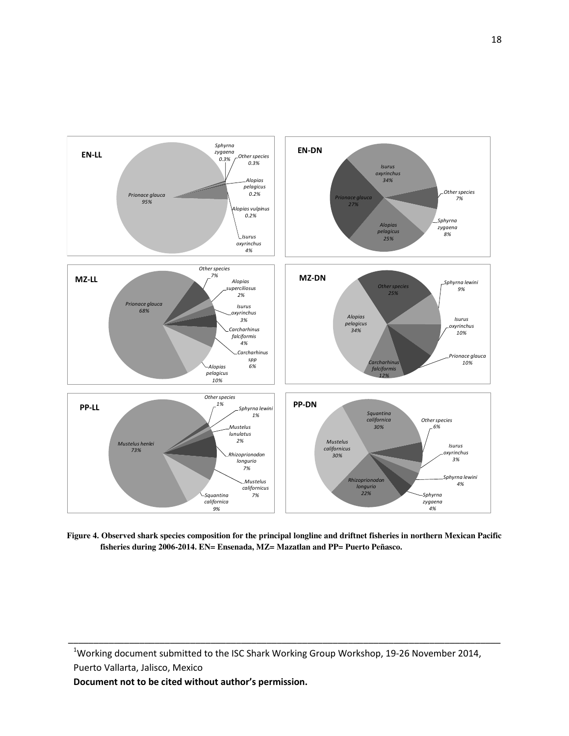**EN-LL**

*Sphyrna zygaena* 0.3%
*Other species* 0.3%
*Alopias pelagicus* 0.2%
*Prionace glauca* 95%
*Alopias vulpinus* 0.2%
*Isurus oxyrinchus* 4%

**EN-DN**

*Isurus oxyrinchus* 34%
*Other species* 7%
*Prionace glauca* 27%
*Sphyrna zygaena* 8%
*Alopias pelagicus* 25%

**MZ-LL**

*Other species* 7%
*Alopias superciliosus* 2%
*Prionace glauca* 68%
*Isurus oxyrinchus* 3%
*Carcharhinus falciformis* 4%
*Carcharhinus spp* 6%
*Alopias pelagicus* 10%

**MZ-DN**

*Other species* 25%
*Sphyrna lewini* 9%
*Alopias pelagicus* 34%
*Isurus oxyrinchus* 10%
*Prionace glauca* 10%
*Carcharhinus falciformis* 12%

**PP-LL**

*Other species* 1%
*Sphyrna lewini* 1%
*Mustelus lunulatus* 2%
*Mustelus henlei* 73%
*Rhizoprionodon longurio* 7%
*Mustelus californicus* 7%
*Squantina californica* 9%

**PP-DN**

*Squantina californica* 30%
*Other species* 6%
*Mustelus californicus* 30%
*Isurus oxyrinchus* 3%
*Sphyrna lewini* 4%
*Rhizoprionodon longurio* 22%
*Sphyrna zygaena* 4%

**Figure 4. Observed shark species composition for the principal longline and driftnet fisheries in northern Mexican Pacific fisheries during 2006-2014. EN= Ensenada, MZ= Mazatlan and PP= Puerto Peñasco.**

[1]Working document submitted to the ISC Shark Working Group Workshop, 19-26 November 2014, Puerto Vallarta, Jalisco, Mexico

**Document not to be cited without author's permission.**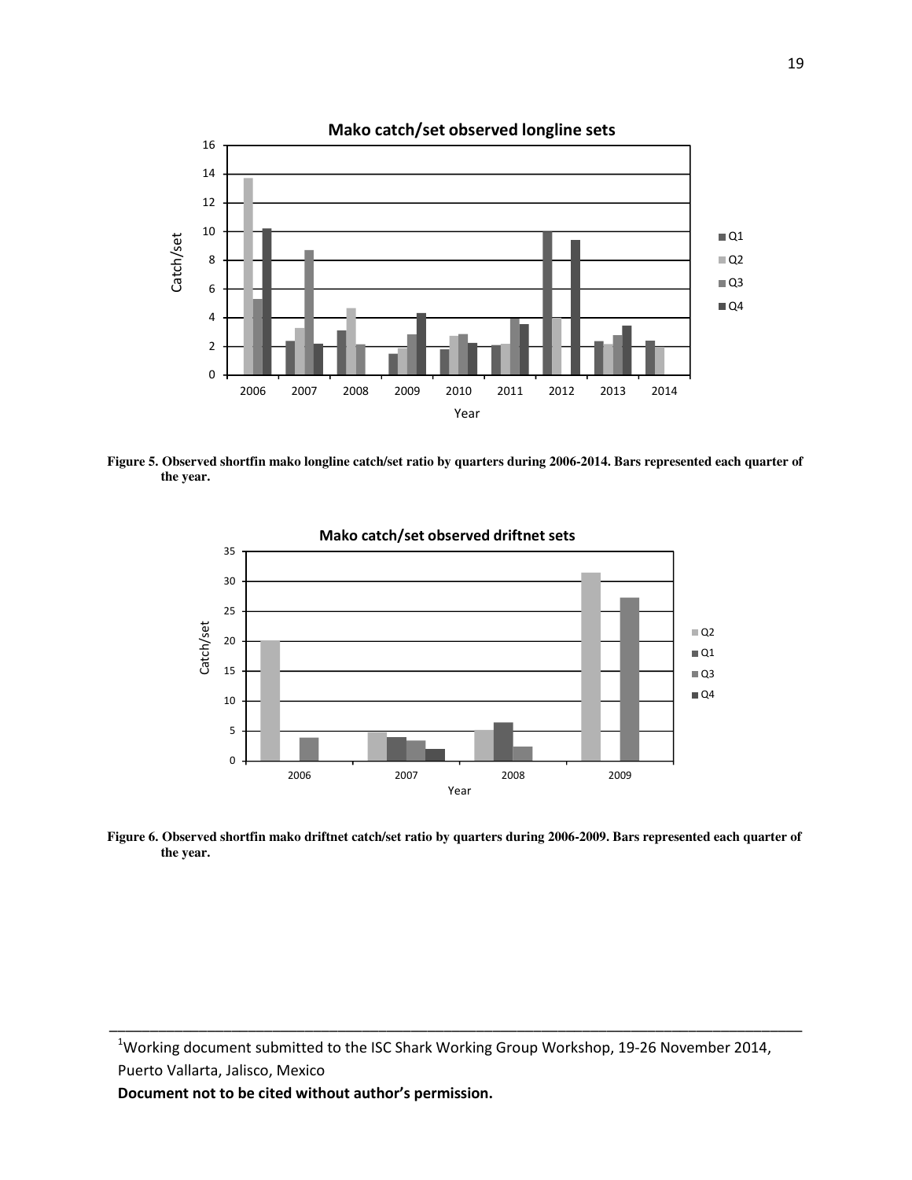Figure 5. Observed shortfin mako longline catch/set ratio by quarters during 2006-2014. Bars represented each quarter of the year.

Figure 6. Observed shortfin mako driftnet catch/set ratio by quarters during 2006-2009. Bars represented each quarter of the year.

---

[1]Working document submitted to the ISC Shark Working Group Workshop, 19-26 November 2014, Puerto Vallarta, Jalisco, Mexico

**Document not to be cited without author's permission.**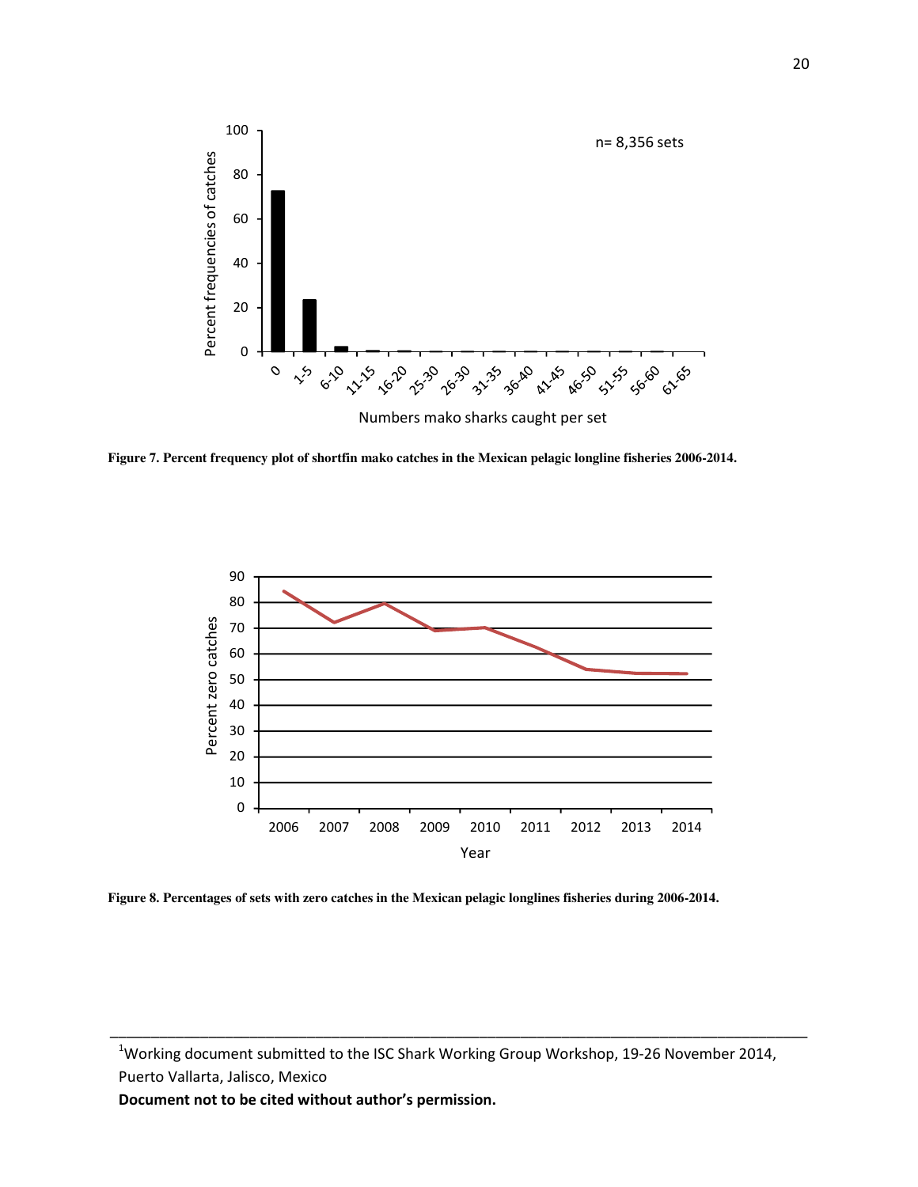Figure 7. Percent frequency plot of shortfin mako catches in the Mexican pelagic longline fisheries 2006-2014.

Figure 8. Percentages of sets with zero catches in the Mexican pelagic longlines fisheries during 2006-2014.

---

[1]Working document submitted to the ISC Shark Working Group Workshop, 19-26 November 2014, Puerto Vallarta, Jalisco, Mexico

**Document not to be cited without author's permission.**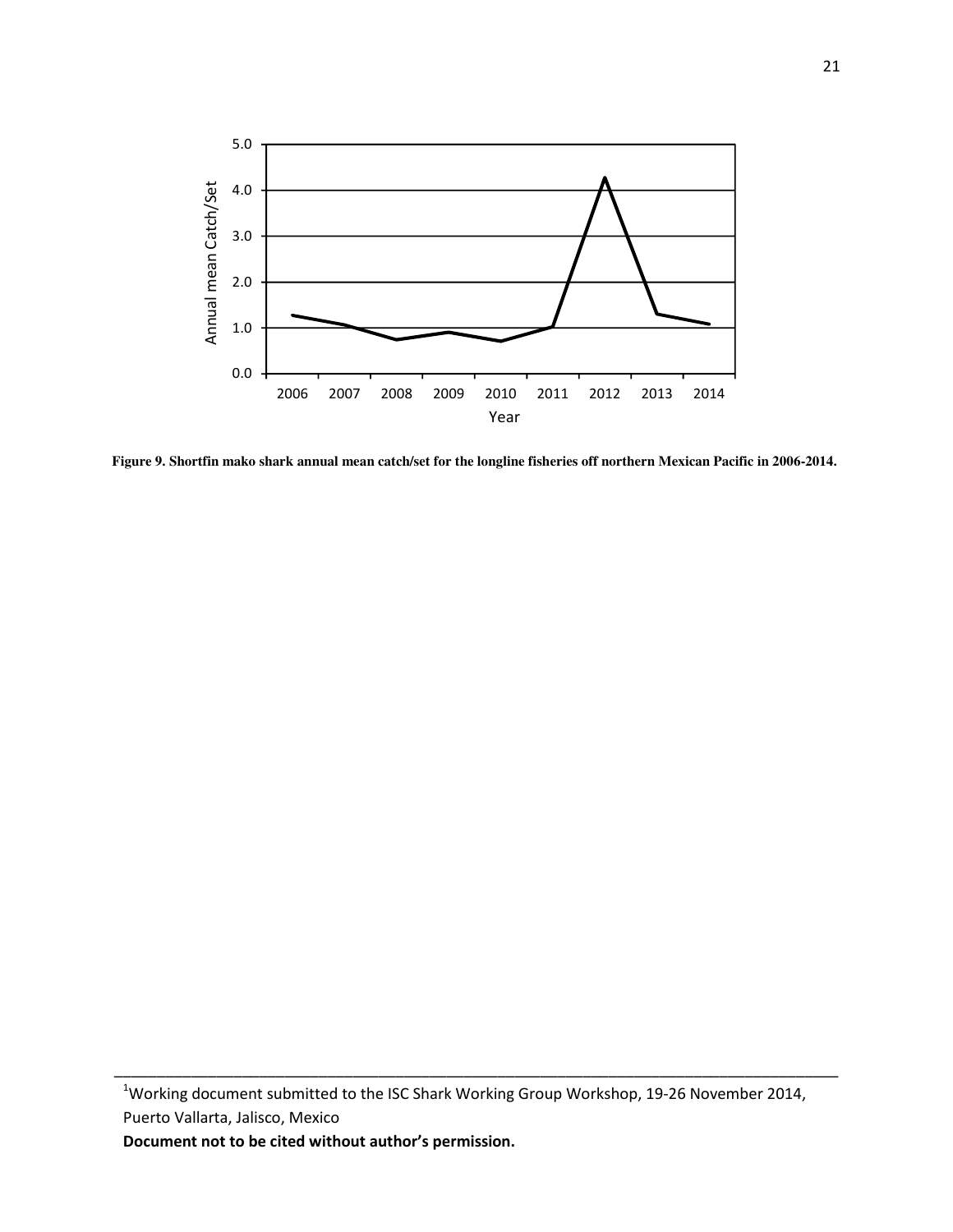**Figure 9. Shortfin mako shark annual mean catch/set for the longline fisheries off northern Mexican Pacific in 2006-2014.**

---

[1]Working document submitted to the ISC Shark Working Group Workshop, 19-26 November 2014, Puerto Vallarta, Jalisco, Mexico

**Document not to be cited without author's permission.**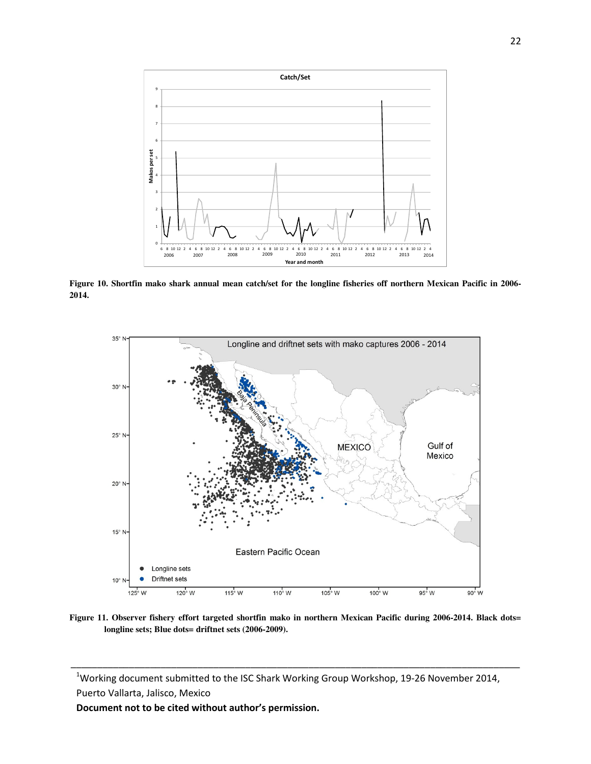**Figure 10. Shortfin mako shark annual mean catch/set for the longline fisheries off northern Mexican Pacific in 2006-2014.**

**Figure 11. Observer fishery effort targeted shortfin mako in northern Mexican Pacific during 2006-2014. Black dots= longline sets; Blue dots= driftnet sets (2006-2009).**

---

[1]Working document submitted to the ISC Shark Working Group Workshop, 19-26 November 2014, Puerto Vallarta, Jalisco, Mexico

**Document not to be cited without author's permission.**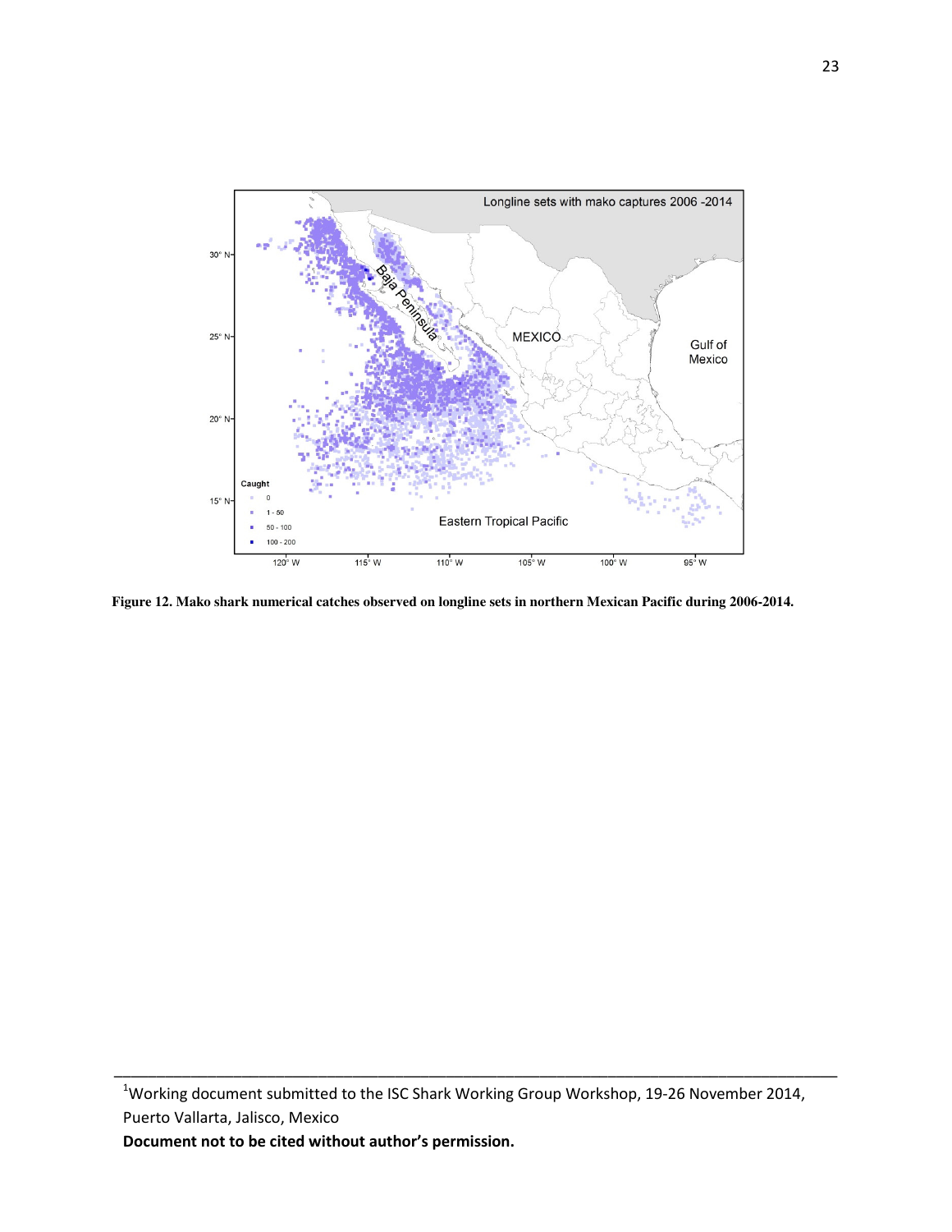**Figure 12. Mako shark numerical catches observed on longline sets in northern Mexican Pacific during 2006-2014.**

---

[1]Working document submitted to the ISC Shark Working Group Workshop, 19-26 November 2014, Puerto Vallarta, Jalisco, Mexico

**Document not to be cited without author's permission.**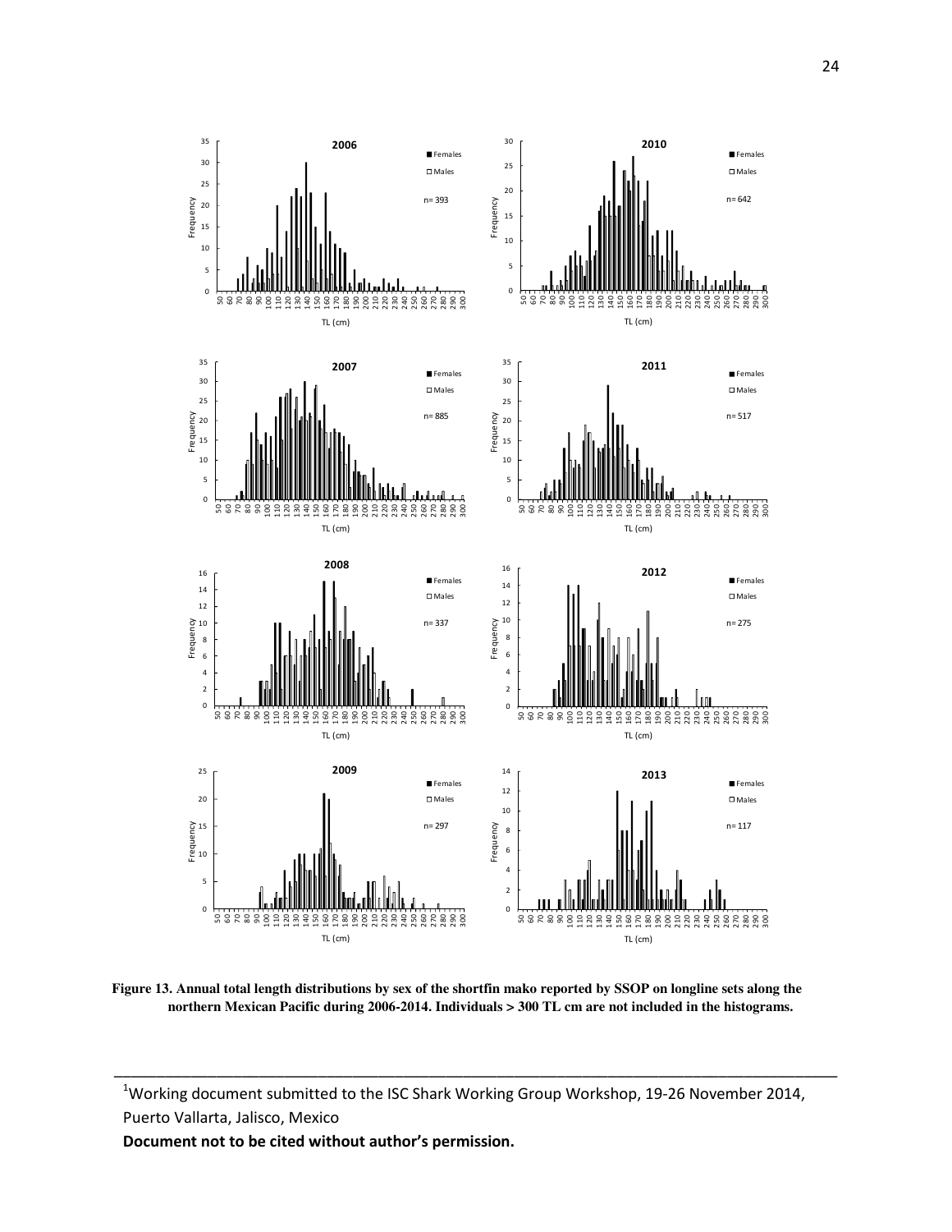**Figure 13. Annual total length distributions by sex of the shortfin mako reported by SSOP on longline sets along the northern Mexican Pacific during 2006-2014. Individuals > 300 TL cm are not included in the histograms.**

---

[1]Working document submitted to the ISC Shark Working Group Workshop, 19-26 November 2014, Puerto Vallarta, Jalisco, Mexico

**Document not to be cited without author's permission.**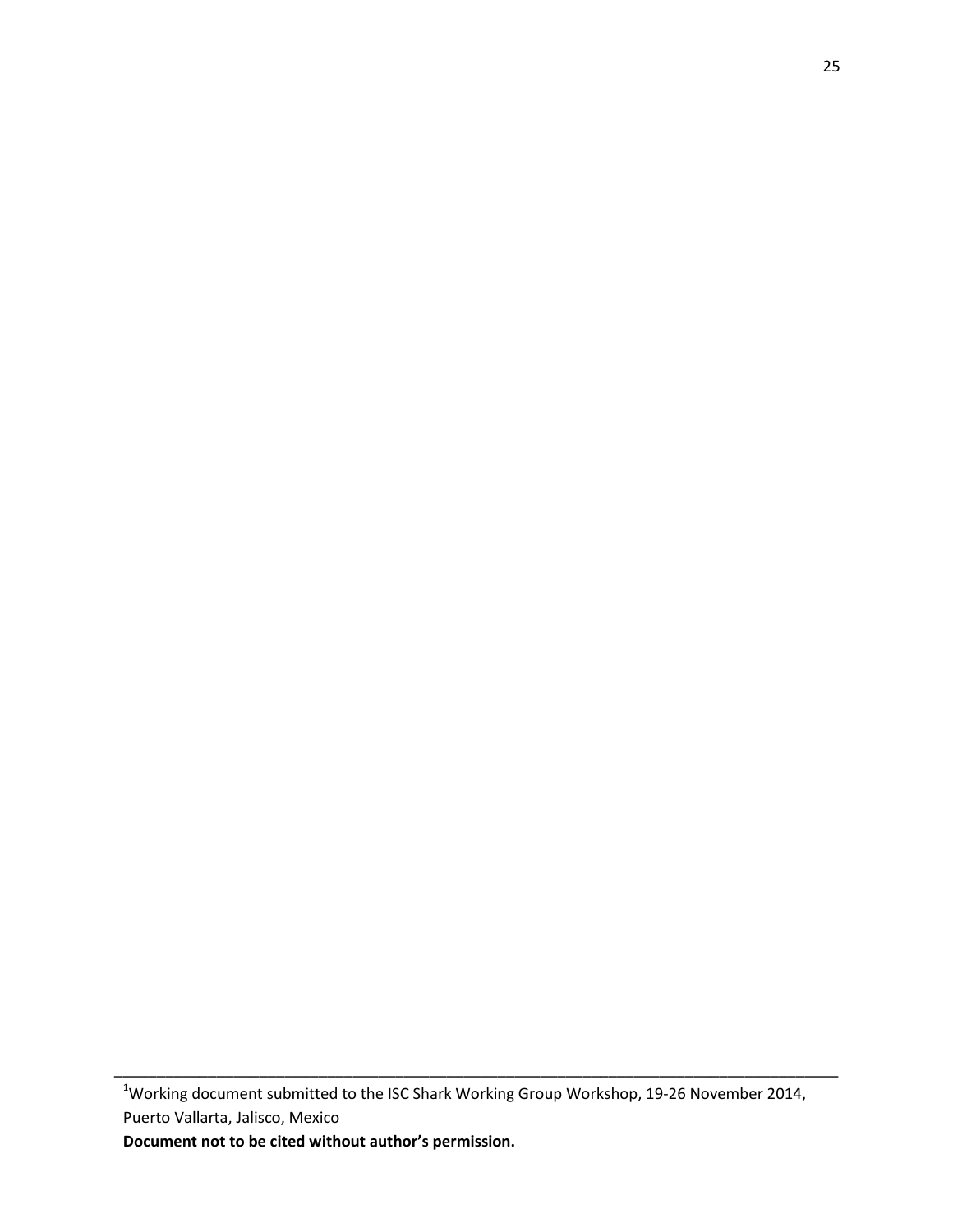---

[1]Working document submitted to the ISC Shark Working Group Workshop, 19-26 November 2014, Puerto Vallarta, Jalisco, Mexico

**Document not to be cited without author's permission.**